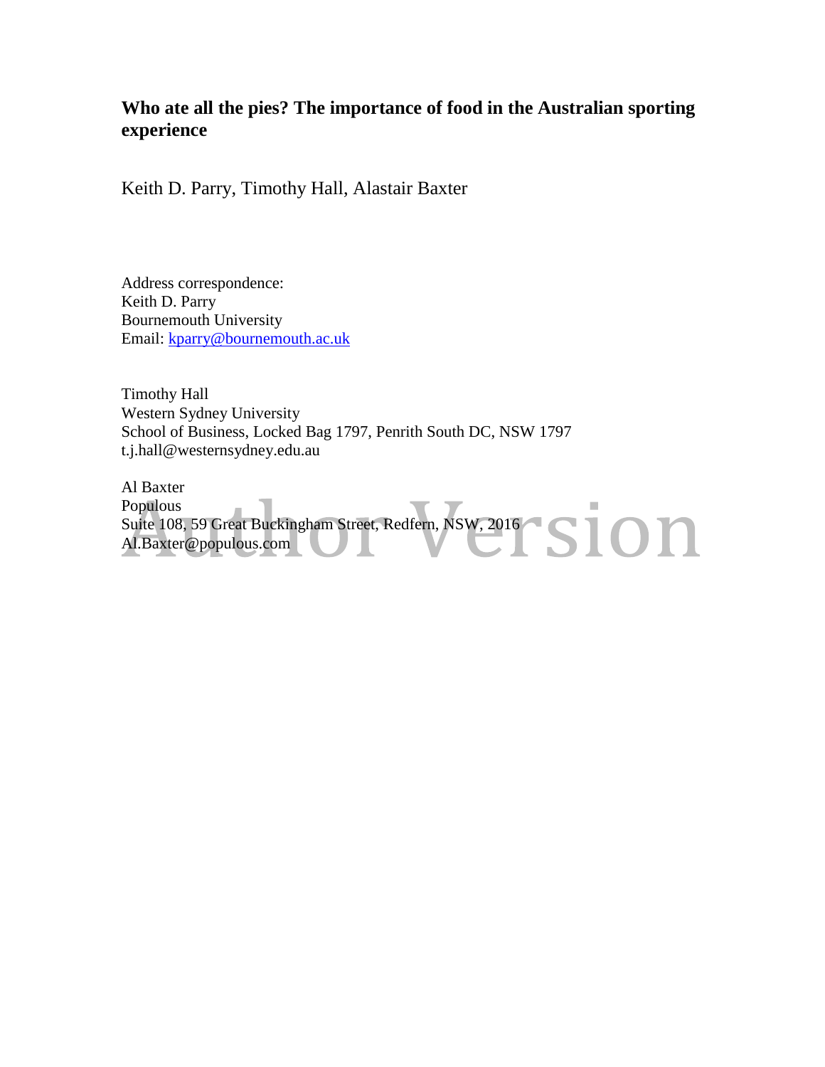# Who ate all the pies? The importance of food in the Australian sporting experience

Keith D. Parry, Timothy Hall, Alastair Baxter

Address correspondence:
Keith D. Parry
Bournemouth University
Email: kparry@bournemouth.ac.uk

Timothy Hall
Western Sydney University
School of Business, Locked Bag 1797, Penrith South DC, NSW 1797
t.j.hall@westernsydney.edu.au

Al Baxter
Populous
Suite 108, 59 Great Buckingham Street, Redfern, NSW, 2016
Al.Baxter@populous.com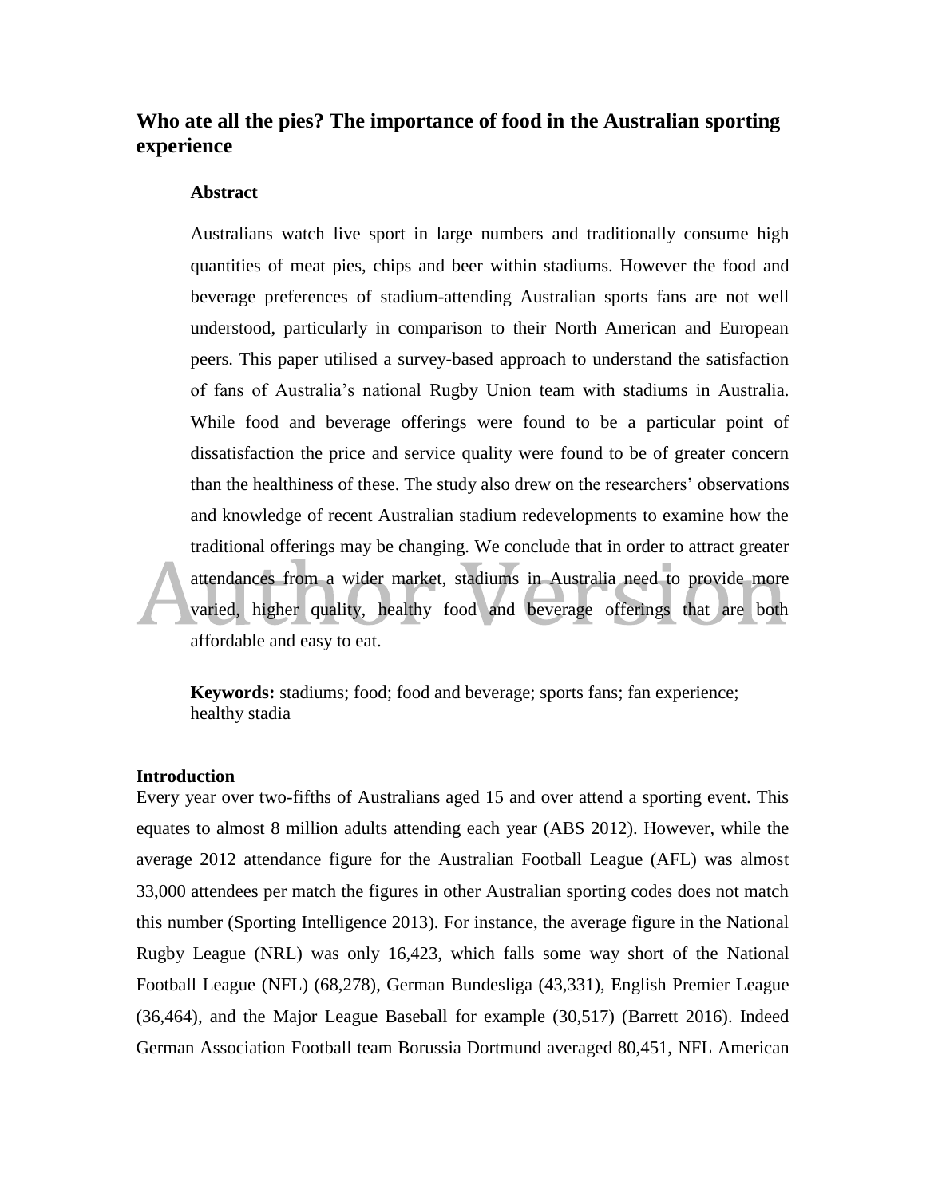# Who ate all the pies? The importance of food in the Australian sporting experience

**Abstract**

Australians watch live sport in large numbers and traditionally consume high quantities of meat pies, chips and beer within stadiums. However the food and beverage preferences of stadium-attending Australian sports fans are not well understood, particularly in comparison to their North American and European peers. This paper utilised a survey-based approach to understand the satisfaction of fans of Australia's national Rugby Union team with stadiums in Australia. While food and beverage offerings were found to be a particular point of dissatisfaction the price and service quality were found to be of greater concern than the healthiness of these. The study also drew on the researchers' observations and knowledge of recent Australian stadium redevelopments to examine how the traditional offerings may be changing. We conclude that in order to attract greater attendances from a wider market, stadiums in Australia need to provide more varied, higher quality, healthy food and beverage offerings that are both affordable and easy to eat.

**Keywords:** stadiums; food; food and beverage; sports fans; fan experience; healthy stadia

## Introduction

Every year over two-fifths of Australians aged 15 and over attend a sporting event. This equates to almost 8 million adults attending each year (ABS 2012). However, while the average 2012 attendance figure for the Australian Football League (AFL) was almost 33,000 attendees per match the figures in other Australian sporting codes does not match this number (Sporting Intelligence 2013). For instance, the average figure in the National Rugby League (NRL) was only 16,423, which falls some way short of the National Football League (NFL) (68,278), German Bundesliga (43,331), English Premier League (36,464), and the Major League Baseball for example (30,517) (Barrett 2016). Indeed German Association Football team Borussia Dortmund averaged 80,451, NFL American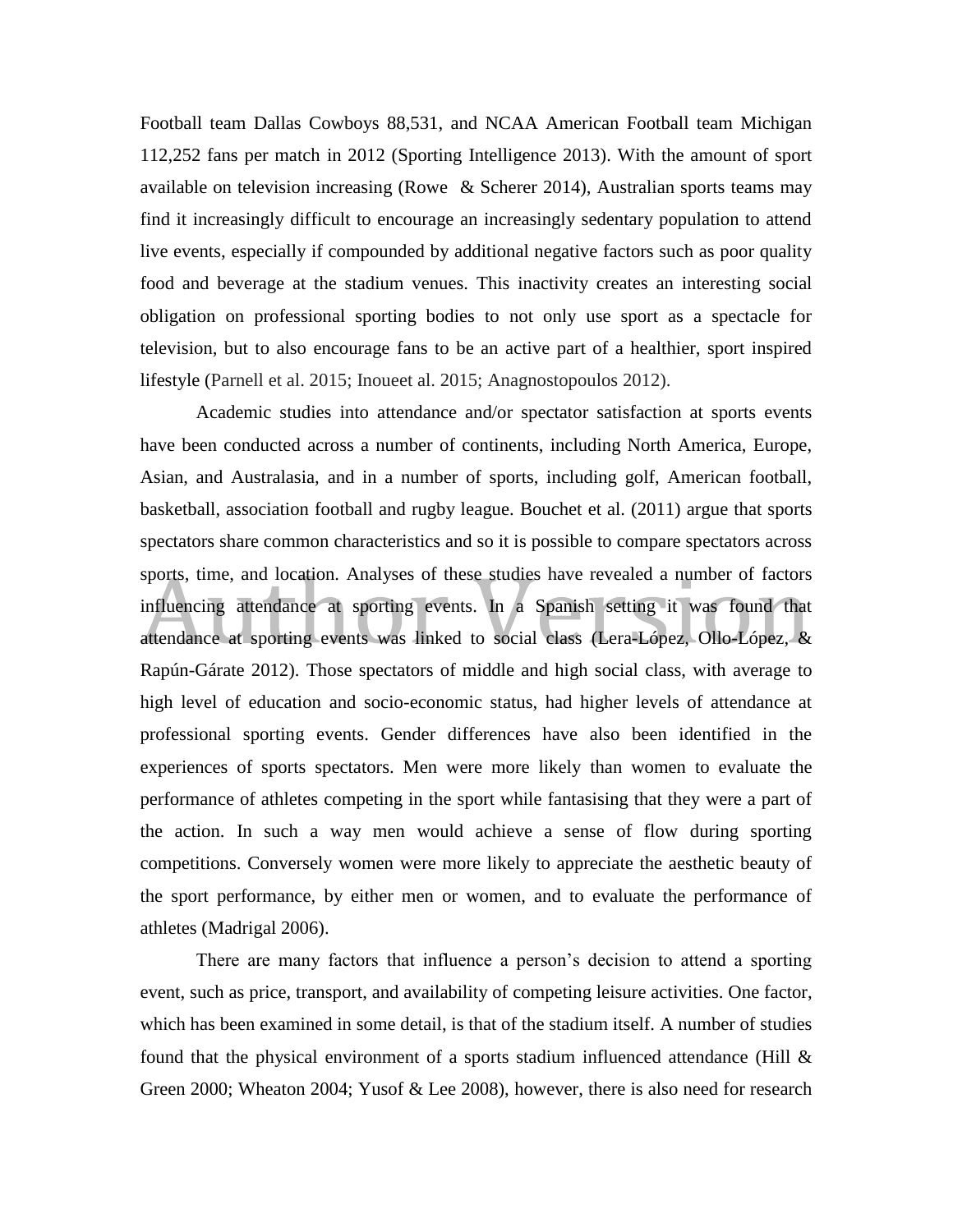Football team Dallas Cowboys 88,531, and NCAA American Football team Michigan 112,252 fans per match in 2012 (Sporting Intelligence 2013). With the amount of sport available on television increasing (Rowe & Scherer 2014), Australian sports teams may find it increasingly difficult to encourage an increasingly sedentary population to attend live events, especially if compounded by additional negative factors such as poor quality food and beverage at the stadium venues. This inactivity creates an interesting social obligation on professional sporting bodies to not only use sport as a spectacle for television, but to also encourage fans to be an active part of a healthier, sport inspired lifestyle (Parnell et al. 2015; Inoueet al. 2015; Anagnostopoulos 2012).

Academic studies into attendance and/or spectator satisfaction at sports events have been conducted across a number of continents, including North America, Europe, Asian, and Australasia, and in a number of sports, including golf, American football, basketball, association football and rugby league. Bouchet et al. (2011) argue that sports spectators share common characteristics and so it is possible to compare spectators across sports, time, and location. Analyses of these studies have revealed a number of factors influencing attendance at sporting events. In a Spanish setting it was found that attendance at sporting events was linked to social class (Lera-López, Ollo-López, & Rapún-Gárate 2012). Those spectators of middle and high social class, with average to high level of education and socio-economic status, had higher levels of attendance at professional sporting events. Gender differences have also been identified in the experiences of sports spectators. Men were more likely than women to evaluate the performance of athletes competing in the sport while fantasising that they were a part of the action. In such a way men would achieve a sense of flow during sporting competitions. Conversely women were more likely to appreciate the aesthetic beauty of the sport performance, by either men or women, and to evaluate the performance of athletes (Madrigal 2006).

There are many factors that influence a person's decision to attend a sporting event, such as price, transport, and availability of competing leisure activities. One factor, which has been examined in some detail, is that of the stadium itself. A number of studies found that the physical environment of a sports stadium influenced attendance (Hill & Green 2000; Wheaton 2004; Yusof & Lee 2008), however, there is also need for research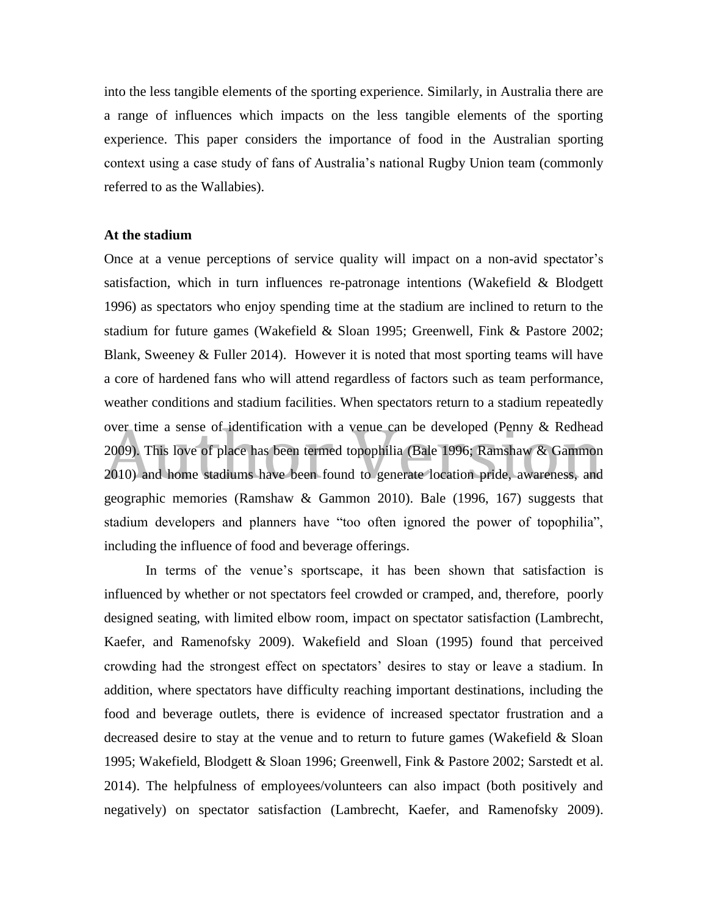into the less tangible elements of the sporting experience. Similarly, in Australia there are a range of influences which impacts on the less tangible elements of the sporting experience. This paper considers the importance of food in the Australian sporting context using a case study of fans of Australia's national Rugby Union team (commonly referred to as the Wallabies).

**At the stadium**

Once at a venue perceptions of service quality will impact on a non-avid spectator's satisfaction, which in turn influences re-patronage intentions (Wakefield & Blodgett 1996) as spectators who enjoy spending time at the stadium are inclined to return to the stadium for future games (Wakefield & Sloan 1995; Greenwell, Fink & Pastore 2002; Blank, Sweeney & Fuller 2014). However it is noted that most sporting teams will have a core of hardened fans who will attend regardless of factors such as team performance, weather conditions and stadium facilities. When spectators return to a stadium repeatedly over time a sense of identification with a venue can be developed (Penny & Redhead 2009). This love of place has been termed topophilia (Bale 1996; Ramshaw & Gammon 2010) and home stadiums have been found to generate location pride, awareness, and geographic memories (Ramshaw & Gammon 2010). Bale (1996, 167) suggests that stadium developers and planners have "too often ignored the power of topophilia", including the influence of food and beverage offerings.

In terms of the venue's sportscape, it has been shown that satisfaction is influenced by whether or not spectators feel crowded or cramped, and, therefore, poorly designed seating, with limited elbow room, impact on spectator satisfaction (Lambrecht, Kaefer, and Ramenofsky 2009). Wakefield and Sloan (1995) found that perceived crowding had the strongest effect on spectators' desires to stay or leave a stadium. In addition, where spectators have difficulty reaching important destinations, including the food and beverage outlets, there is evidence of increased spectator frustration and a decreased desire to stay at the venue and to return to future games (Wakefield & Sloan 1995; Wakefield, Blodgett & Sloan 1996; Greenwell, Fink & Pastore 2002; Sarstedt et al. 2014). The helpfulness of employees/volunteers can also impact (both positively and negatively) on spectator satisfaction (Lambrecht, Kaefer, and Ramenofsky 2009).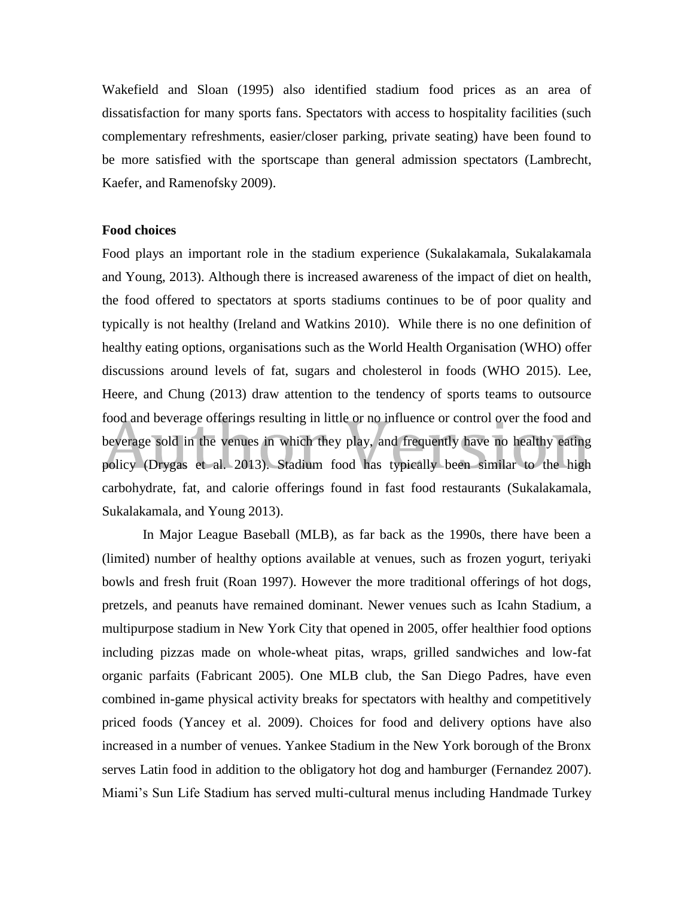Wakefield and Sloan (1995) also identified stadium food prices as an area of dissatisfaction for many sports fans. Spectators with access to hospitality facilities (such complementary refreshments, easier/closer parking, private seating) have been found to be more satisfied with the sportscape than general admission spectators (Lambrecht, Kaefer, and Ramenofsky 2009).

**Food choices**

Food plays an important role in the stadium experience (Sukalakamala, Sukalakamala and Young, 2013). Although there is increased awareness of the impact of diet on health, the food offered to spectators at sports stadiums continues to be of poor quality and typically is not healthy (Ireland and Watkins 2010). While there is no one definition of healthy eating options, organisations such as the World Health Organisation (WHO) offer discussions around levels of fat, sugars and cholesterol in foods (WHO 2015). Lee, Heere, and Chung (2013) draw attention to the tendency of sports teams to outsource food and beverage offerings resulting in little or no influence or control over the food and beverage sold in the venues in which they play, and frequently have no healthy eating policy (Drygas et al. 2013). Stadium food has typically been similar to the high carbohydrate, fat, and calorie offerings found in fast food restaurants (Sukalakamala, Sukalakamala, and Young 2013).

In Major League Baseball (MLB), as far back as the 1990s, there have been a (limited) number of healthy options available at venues, such as frozen yogurt, teriyaki bowls and fresh fruit (Roan 1997). However the more traditional offerings of hot dogs, pretzels, and peanuts have remained dominant. Newer venues such as Icahn Stadium, a multipurpose stadium in New York City that opened in 2005, offer healthier food options including pizzas made on whole-wheat pitas, wraps, grilled sandwiches and low-fat organic parfaits (Fabricant 2005). One MLB club, the San Diego Padres, have even combined in-game physical activity breaks for spectators with healthy and competitively priced foods (Yancey et al. 2009). Choices for food and delivery options have also increased in a number of venues. Yankee Stadium in the New York borough of the Bronx serves Latin food in addition to the obligatory hot dog and hamburger (Fernandez 2007). Miami's Sun Life Stadium has served multi-cultural menus including Handmade Turkey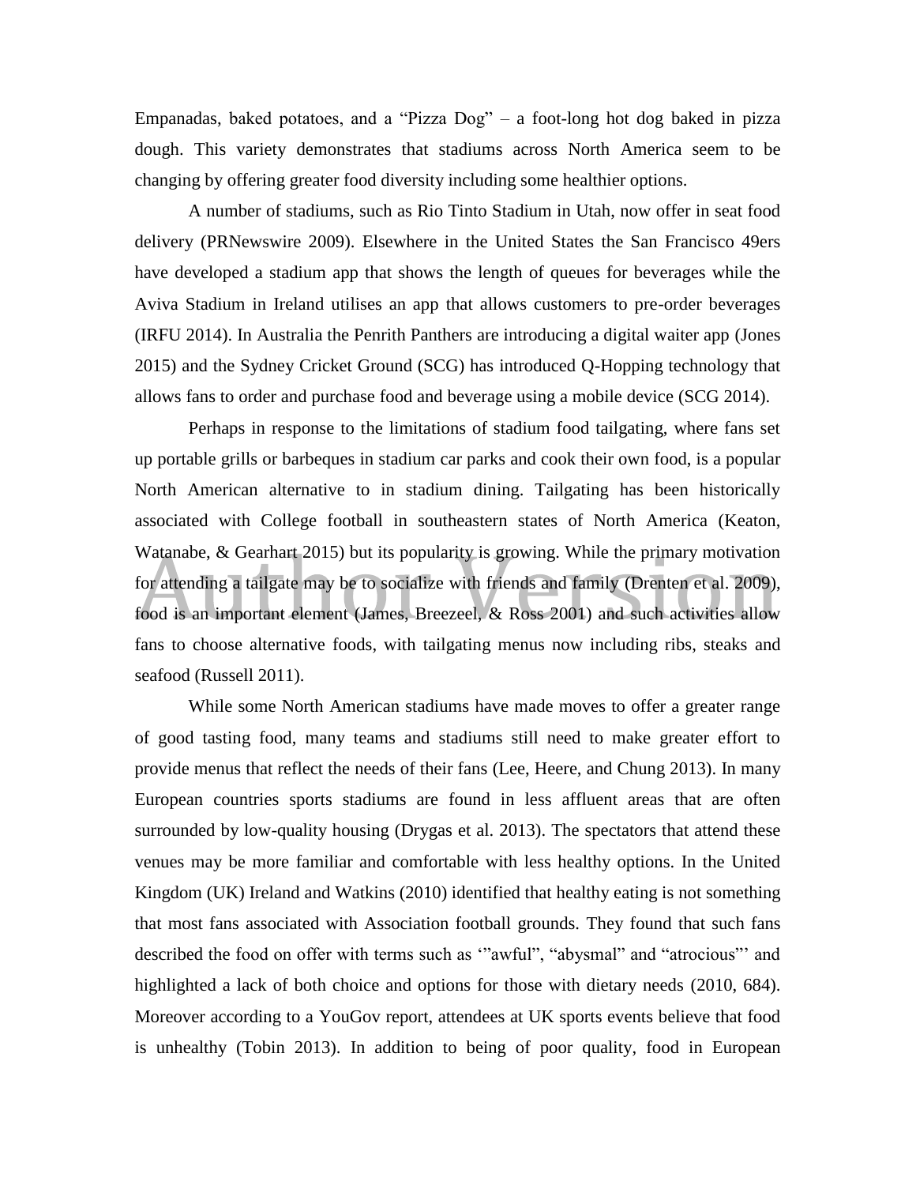Empanadas, baked potatoes, and a "Pizza Dog" – a foot-long hot dog baked in pizza dough. This variety demonstrates that stadiums across North America seem to be changing by offering greater food diversity including some healthier options.

A number of stadiums, such as Rio Tinto Stadium in Utah, now offer in seat food delivery (PRNewswire 2009). Elsewhere in the United States the San Francisco 49ers have developed a stadium app that shows the length of queues for beverages while the Aviva Stadium in Ireland utilises an app that allows customers to pre-order beverages (IRFU 2014). In Australia the Penrith Panthers are introducing a digital waiter app (Jones 2015) and the Sydney Cricket Ground (SCG) has introduced Q-Hopping technology that allows fans to order and purchase food and beverage using a mobile device (SCG 2014).

Perhaps in response to the limitations of stadium food tailgating, where fans set up portable grills or barbeques in stadium car parks and cook their own food, is a popular North American alternative to in stadium dining. Tailgating has been historically associated with College football in southeastern states of North America (Keaton, Watanabe, & Gearhart 2015) but its popularity is growing. While the primary motivation for attending a tailgate may be to socialize with friends and family (Drenten et al. 2009), food is an important element (James, Breezeel, & Ross 2001) and such activities allow fans to choose alternative foods, with tailgating menus now including ribs, steaks and seafood (Russell 2011).

While some North American stadiums have made moves to offer a greater range of good tasting food, many teams and stadiums still need to make greater effort to provide menus that reflect the needs of their fans (Lee, Heere, and Chung 2013). In many European countries sports stadiums are found in less affluent areas that are often surrounded by low-quality housing (Drygas et al. 2013). The spectators that attend these venues may be more familiar and comfortable with less healthy options. In the United Kingdom (UK) Ireland and Watkins (2010) identified that healthy eating is not something that most fans associated with Association football grounds. They found that such fans described the food on offer with terms such as '"awful", "abysmal" and "atrocious"' and highlighted a lack of both choice and options for those with dietary needs (2010, 684). Moreover according to a YouGov report, attendees at UK sports events believe that food is unhealthy (Tobin 2013). In addition to being of poor quality, food in European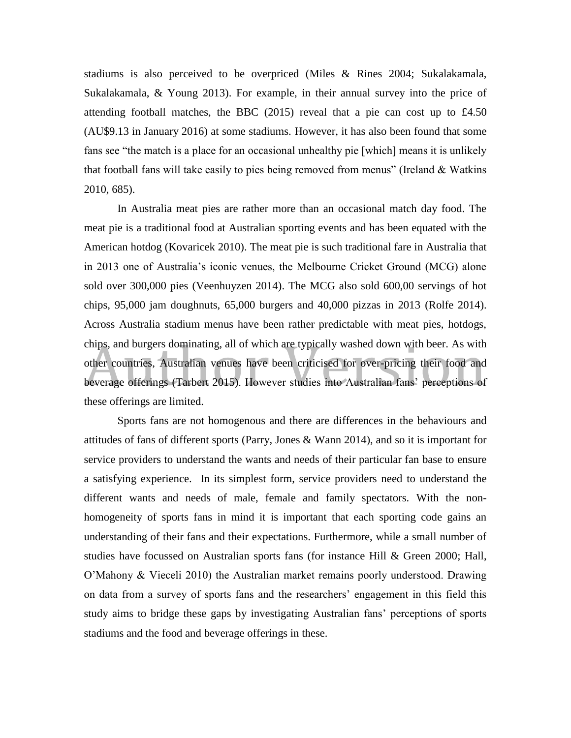stadiums is also perceived to be overpriced (Miles & Rines 2004; Sukalakamala, Sukalakamala, & Young 2013). For example, in their annual survey into the price of attending football matches, the BBC (2015) reveal that a pie can cost up to £4.50 (AU$9.13 in January 2016) at some stadiums. However, it has also been found that some fans see "the match is a place for an occasional unhealthy pie [which] means it is unlikely that football fans will take easily to pies being removed from menus" (Ireland & Watkins 2010, 685).

In Australia meat pies are rather more than an occasional match day food. The meat pie is a traditional food at Australian sporting events and has been equated with the American hotdog (Kovaricek 2010). The meat pie is such traditional fare in Australia that in 2013 one of Australia's iconic venues, the Melbourne Cricket Ground (MCG) alone sold over 300,000 pies (Veenhuyzen 2014). The MCG also sold 600,00 servings of hot chips, 95,000 jam doughnuts, 65,000 burgers and 40,000 pizzas in 2013 (Rolfe 2014). Across Australia stadium menus have been rather predictable with meat pies, hotdogs, chips, and burgers dominating, all of which are typically washed down with beer. As with other countries, Australian venues have been criticised for over-pricing their food and beverage offerings (Tarbert 2015). However studies into Australian fans' perceptions of these offerings are limited.

Sports fans are not homogenous and there are differences in the behaviours and attitudes of fans of different sports (Parry, Jones & Wann 2014), and so it is important for service providers to understand the wants and needs of their particular fan base to ensure a satisfying experience. In its simplest form, service providers need to understand the different wants and needs of male, female and family spectators. With the non-homogeneity of sports fans in mind it is important that each sporting code gains an understanding of their fans and their expectations. Furthermore, while a small number of studies have focussed on Australian sports fans (for instance Hill & Green 2000; Hall, O'Mahony & Vieceli 2010) the Australian market remains poorly understood. Drawing on data from a survey of sports fans and the researchers' engagement in this field this study aims to bridge these gaps by investigating Australian fans' perceptions of sports stadiums and the food and beverage offerings in these.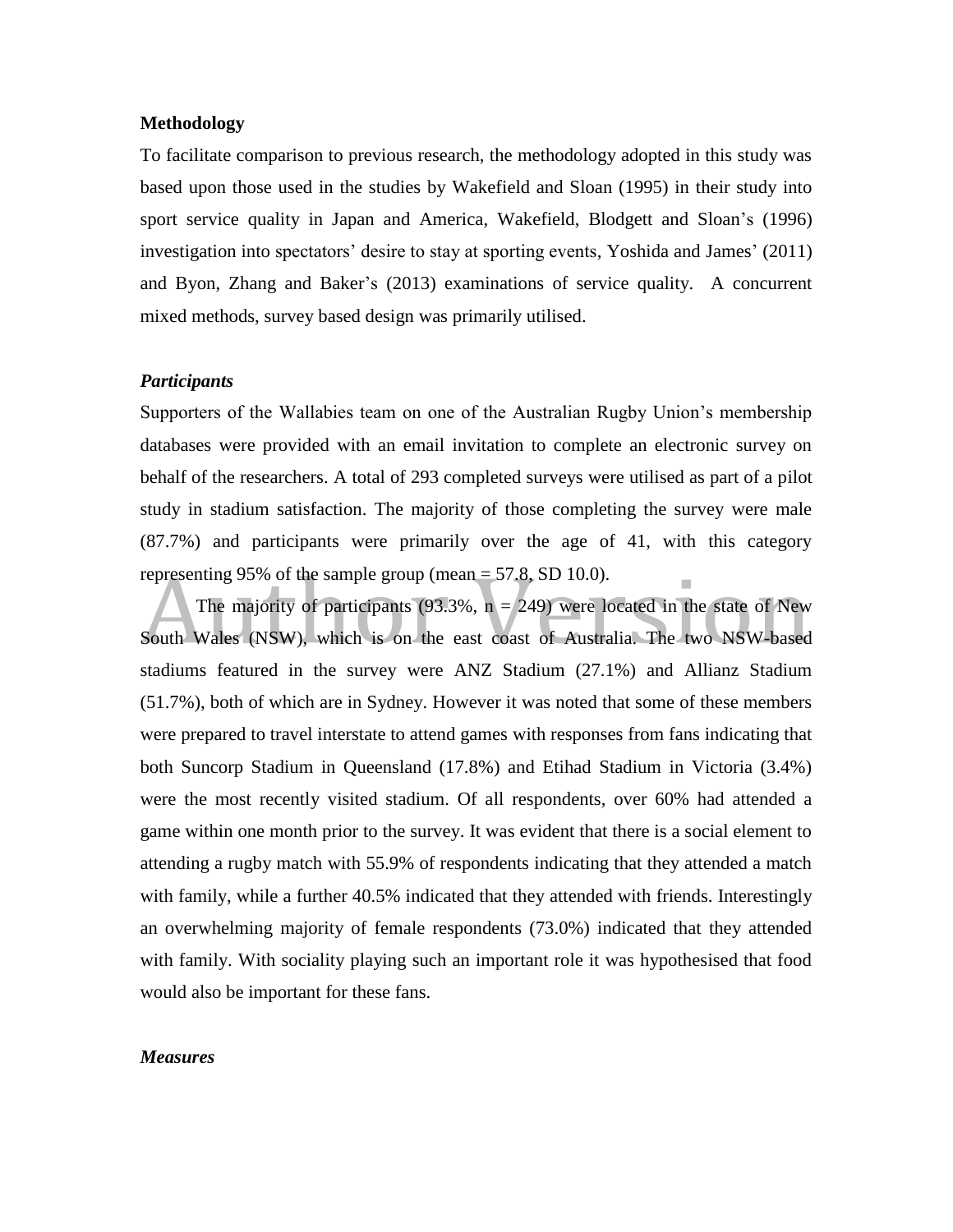**Methodology**

To facilitate comparison to previous research, the methodology adopted in this study was based upon those used in the studies by Wakefield and Sloan (1995) in their study into sport service quality in Japan and America, Wakefield, Blodgett and Sloan's (1996) investigation into spectators' desire to stay at sporting events, Yoshida and James' (2011) and Byon, Zhang and Baker's (2013) examinations of service quality. A concurrent mixed methods, survey based design was primarily utilised.

***Participants***

Supporters of the Wallabies team on one of the Australian Rugby Union's membership databases were provided with an email invitation to complete an electronic survey on behalf of the researchers. A total of 293 completed surveys were utilised as part of a pilot study in stadium satisfaction. The majority of those completing the survey were male (87.7%) and participants were primarily over the age of 41, with this category representing 95% of the sample group (mean = 57.8, SD 10.0).

The majority of participants (93.3%, n = 249) were located in the state of New South Wales (NSW), which is on the east coast of Australia. The two NSW-based stadiums featured in the survey were ANZ Stadium (27.1%) and Allianz Stadium (51.7%), both of which are in Sydney. However it was noted that some of these members were prepared to travel interstate to attend games with responses from fans indicating that both Suncorp Stadium in Queensland (17.8%) and Etihad Stadium in Victoria (3.4%) were the most recently visited stadium. Of all respondents, over 60% had attended a game within one month prior to the survey. It was evident that there is a social element to attending a rugby match with 55.9% of respondents indicating that they attended a match with family, while a further 40.5% indicated that they attended with friends. Interestingly an overwhelming majority of female respondents (73.0%) indicated that they attended with family. With sociality playing such an important role it was hypothesised that food would also be important for these fans.

***Measures***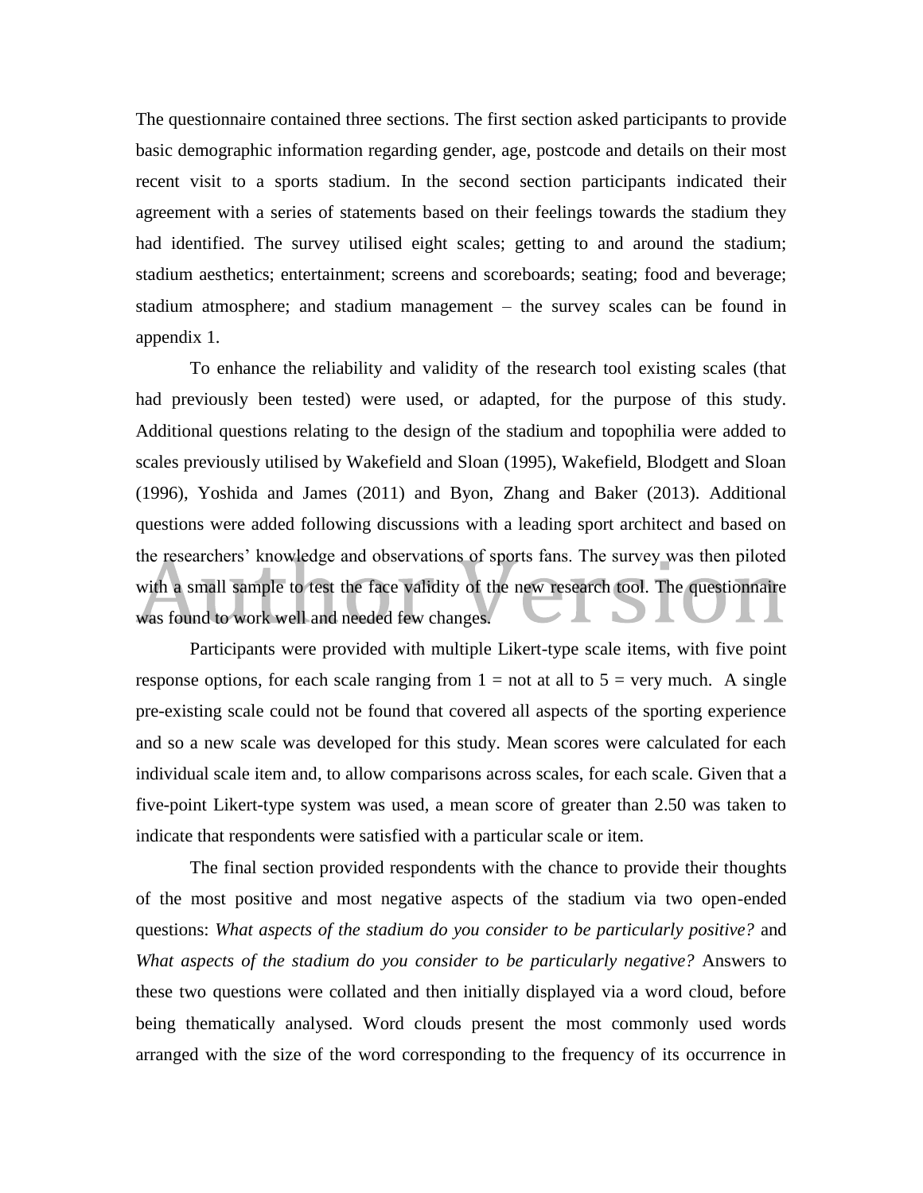The questionnaire contained three sections. The first section asked participants to provide basic demographic information regarding gender, age, postcode and details on their most recent visit to a sports stadium. In the second section participants indicated their agreement with a series of statements based on their feelings towards the stadium they had identified. The survey utilised eight scales; getting to and around the stadium; stadium aesthetics; entertainment; screens and scoreboards; seating; food and beverage; stadium atmosphere; and stadium management – the survey scales can be found in appendix 1.

To enhance the reliability and validity of the research tool existing scales (that had previously been tested) were used, or adapted, for the purpose of this study. Additional questions relating to the design of the stadium and topophilia were added to scales previously utilised by Wakefield and Sloan (1995), Wakefield, Blodgett and Sloan (1996), Yoshida and James (2011) and Byon, Zhang and Baker (2013). Additional questions were added following discussions with a leading sport architect and based on the researchers' knowledge and observations of sports fans. The survey was then piloted with a small sample to test the face validity of the new research tool. The questionnaire was found to work well and needed few changes.

Participants were provided with multiple Likert-type scale items, with five point response options, for each scale ranging from 1 = not at all to 5 = very much. A single pre-existing scale could not be found that covered all aspects of the sporting experience and so a new scale was developed for this study. Mean scores were calculated for each individual scale item and, to allow comparisons across scales, for each scale. Given that a five-point Likert-type system was used, a mean score of greater than 2.50 was taken to indicate that respondents were satisfied with a particular scale or item.

The final section provided respondents with the chance to provide their thoughts of the most positive and most negative aspects of the stadium via two open-ended questions: *What aspects of the stadium do you consider to be particularly positive?* and *What aspects of the stadium do you consider to be particularly negative?* Answers to these two questions were collated and then initially displayed via a word cloud, before being thematically analysed. Word clouds present the most commonly used words arranged with the size of the word corresponding to the frequency of its occurrence in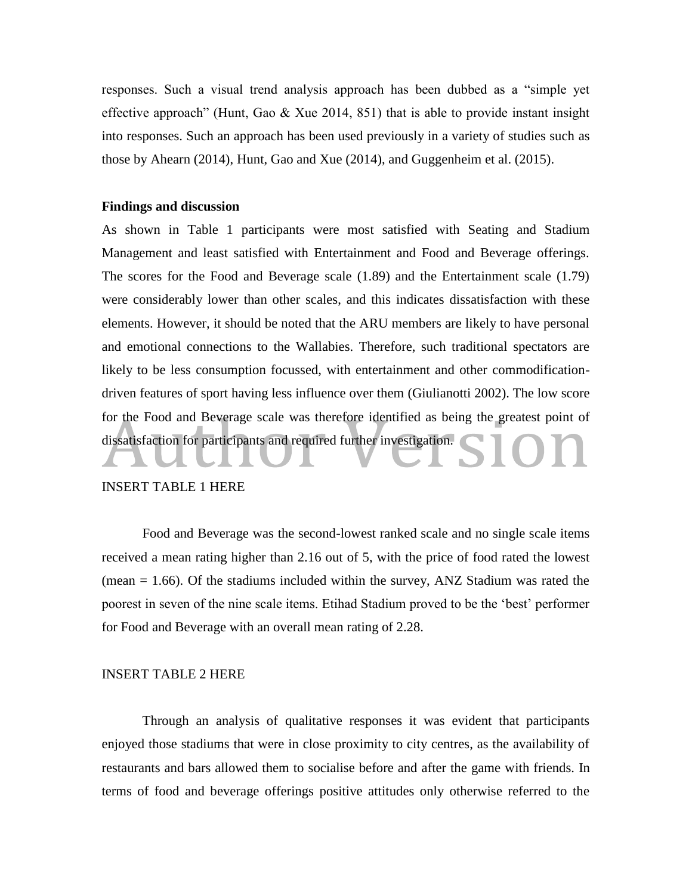responses. Such a visual trend analysis approach has been dubbed as a "simple yet effective approach" (Hunt, Gao & Xue 2014, 851) that is able to provide instant insight into responses. Such an approach has been used previously in a variety of studies such as those by Ahearn (2014), Hunt, Gao and Xue (2014), and Guggenheim et al. (2015).

**Findings and discussion**

As shown in Table 1 participants were most satisfied with Seating and Stadium Management and least satisfied with Entertainment and Food and Beverage offerings. The scores for the Food and Beverage scale (1.89) and the Entertainment scale (1.79) were considerably lower than other scales, and this indicates dissatisfaction with these elements. However, it should be noted that the ARU members are likely to have personal and emotional connections to the Wallabies. Therefore, such traditional spectators are likely to be less consumption focussed, with entertainment and other commodification-driven features of sport having less influence over them (Giulianotti 2002). The low score for the Food and Beverage scale was therefore identified as being the greatest point of dissatisfaction for participants and required further investigation.

INSERT TABLE 1 HERE

Food and Beverage was the second-lowest ranked scale and no single scale items received a mean rating higher than 2.16 out of 5, with the price of food rated the lowest (mean = 1.66). Of the stadiums included within the survey, ANZ Stadium was rated the poorest in seven of the nine scale items. Etihad Stadium proved to be the 'best' performer for Food and Beverage with an overall mean rating of 2.28.

INSERT TABLE 2 HERE

Through an analysis of qualitative responses it was evident that participants enjoyed those stadiums that were in close proximity to city centres, as the availability of restaurants and bars allowed them to socialise before and after the game with friends. In terms of food and beverage offerings positive attitudes only otherwise referred to the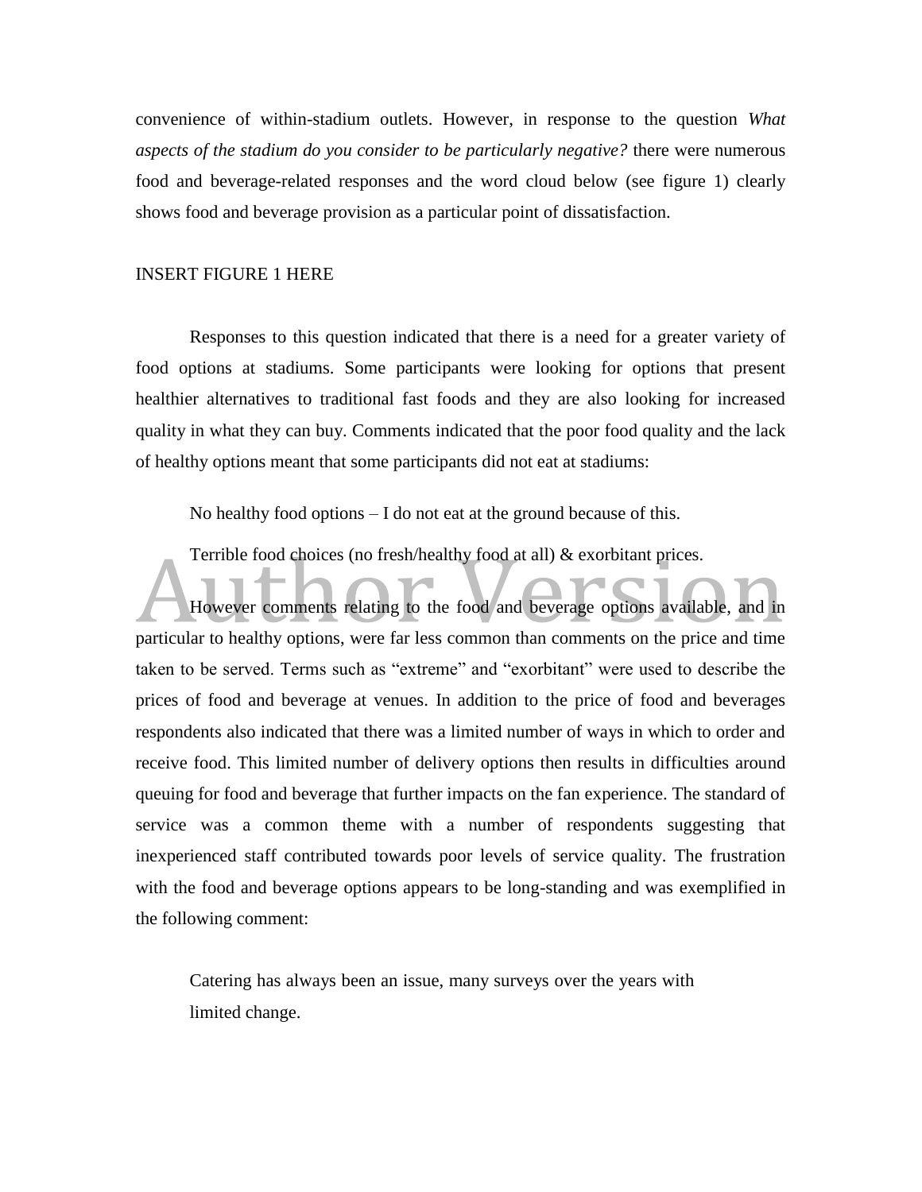convenience of within-stadium outlets. However, in response to the question *What aspects of the stadium do you consider to be particularly negative?* there were numerous food and beverage-related responses and the word cloud below (see figure 1) clearly shows food and beverage provision as a particular point of dissatisfaction.

INSERT FIGURE 1 HERE

Responses to this question indicated that there is a need for a greater variety of food options at stadiums. Some participants were looking for options that present healthier alternatives to traditional fast foods and they are also looking for increased quality in what they can buy. Comments indicated that the poor food quality and the lack of healthy options meant that some participants did not eat at stadiums:

> No healthy food options – I do not eat at the ground because of this.
>
> Terrible food choices (no fresh/healthy food at all) & exorbitant prices.

However comments relating to the food and beverage options available, and in particular to healthy options, were far less common than comments on the price and time taken to be served. Terms such as "extreme" and "exorbitant" were used to describe the prices of food and beverage at venues. In addition to the price of food and beverages respondents also indicated that there was a limited number of ways in which to order and receive food. This limited number of delivery options then results in difficulties around queuing for food and beverage that further impacts on the fan experience. The standard of service was a common theme with a number of respondents suggesting that inexperienced staff contributed towards poor levels of service quality. The frustration with the food and beverage options appears to be long-standing and was exemplified in the following comment:

> Catering has always been an issue, many surveys over the years with limited change.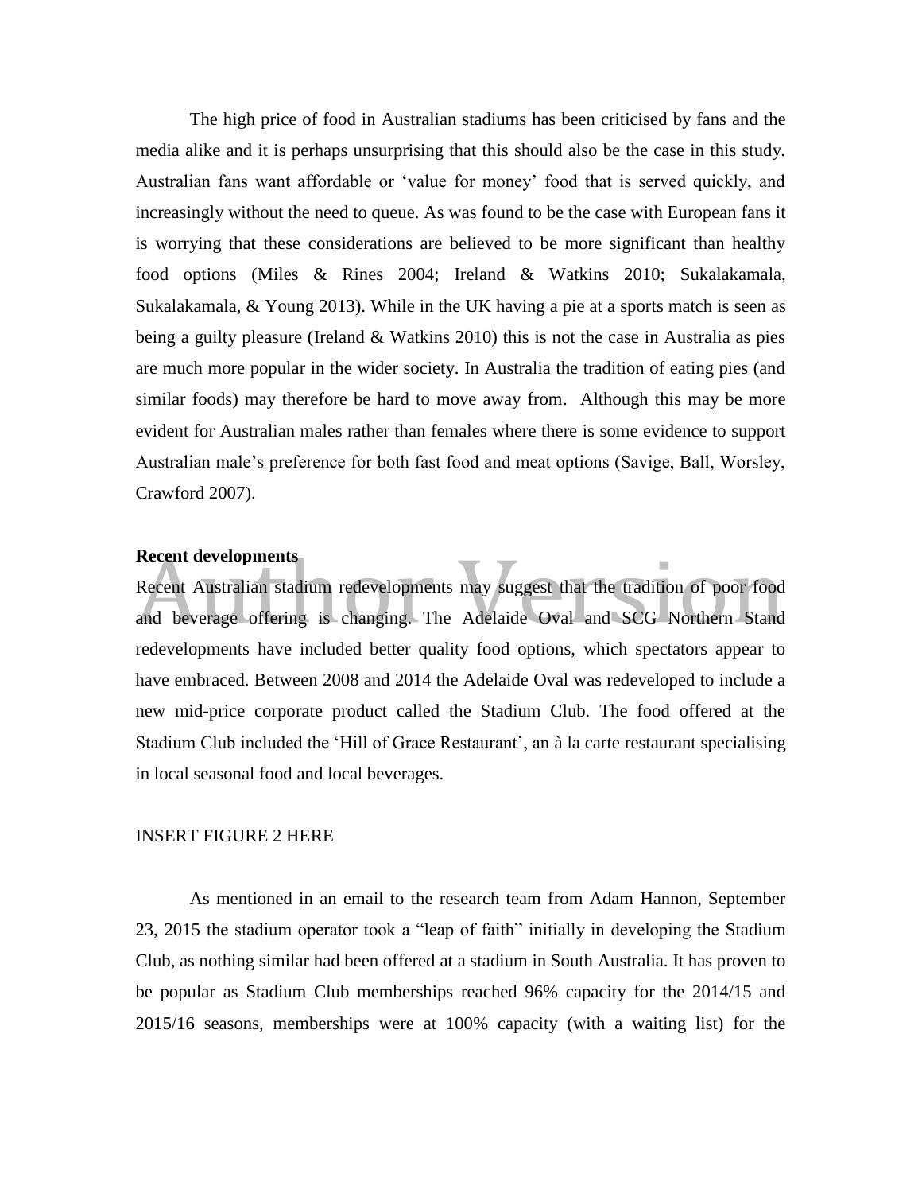The high price of food in Australian stadiums has been criticised by fans and the media alike and it is perhaps unsurprising that this should also be the case in this study. Australian fans want affordable or 'value for money' food that is served quickly, and increasingly without the need to queue. As was found to be the case with European fans it is worrying that these considerations are believed to be more significant than healthy food options (Miles & Rines 2004; Ireland & Watkins 2010; Sukalakamala, Sukalakamala, & Young 2013). While in the UK having a pie at a sports match is seen as being a guilty pleasure (Ireland & Watkins 2010) this is not the case in Australia as pies are much more popular in the wider society. In Australia the tradition of eating pies (and similar foods) may therefore be hard to move away from. Although this may be more evident for Australian males rather than females where there is some evidence to support Australian male's preference for both fast food and meat options (Savige, Ball, Worsley, Crawford 2007).

**Recent developments**

Recent Australian stadium redevelopments may suggest that the tradition of poor food and beverage offering is changing. The Adelaide Oval and SCG Northern Stand redevelopments have included better quality food options, which spectators appear to have embraced. Between 2008 and 2014 the Adelaide Oval was redeveloped to include a new mid-price corporate product called the Stadium Club. The food offered at the Stadium Club included the 'Hill of Grace Restaurant', an à la carte restaurant specialising in local seasonal food and local beverages.

INSERT FIGURE 2 HERE

As mentioned in an email to the research team from Adam Hannon, September 23, 2015 the stadium operator took a "leap of faith" initially in developing the Stadium Club, as nothing similar had been offered at a stadium in South Australia. It has proven to be popular as Stadium Club memberships reached 96% capacity for the 2014/15 and 2015/16 seasons, memberships were at 100% capacity (with a waiting list) for the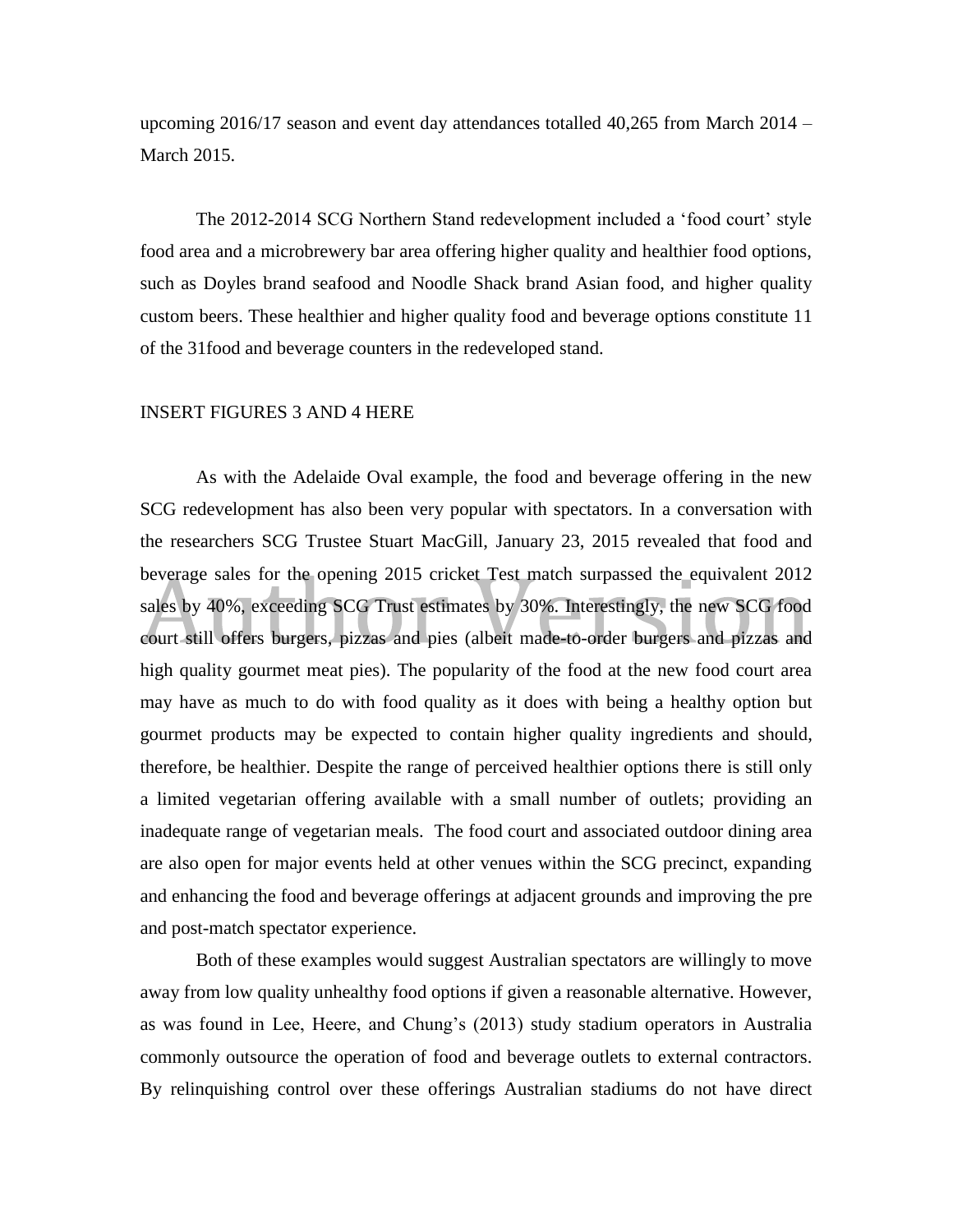upcoming 2016/17 season and event day attendances totalled 40,265 from March 2014 – March 2015.

The 2012-2014 SCG Northern Stand redevelopment included a 'food court' style food area and a microbrewery bar area offering higher quality and healthier food options, such as Doyles brand seafood and Noodle Shack brand Asian food, and higher quality custom beers. These healthier and higher quality food and beverage options constitute 11 of the 31food and beverage counters in the redeveloped stand.

INSERT FIGURES 3 AND 4 HERE

As with the Adelaide Oval example, the food and beverage offering in the new SCG redevelopment has also been very popular with spectators. In a conversation with the researchers SCG Trustee Stuart MacGill, January 23, 2015 revealed that food and beverage sales for the opening 2015 cricket Test match surpassed the equivalent 2012 sales by 40%, exceeding SCG Trust estimates by 30%. Interestingly, the new SCG food court still offers burgers, pizzas and pies (albeit made-to-order burgers and pizzas and high quality gourmet meat pies). The popularity of the food at the new food court area may have as much to do with food quality as it does with being a healthy option but gourmet products may be expected to contain higher quality ingredients and should, therefore, be healthier. Despite the range of perceived healthier options there is still only a limited vegetarian offering available with a small number of outlets; providing an inadequate range of vegetarian meals. The food court and associated outdoor dining area are also open for major events held at other venues within the SCG precinct, expanding and enhancing the food and beverage offerings at adjacent grounds and improving the pre and post-match spectator experience.

Both of these examples would suggest Australian spectators are willingly to move away from low quality unhealthy food options if given a reasonable alternative. However, as was found in Lee, Heere, and Chung's (2013) study stadium operators in Australia commonly outsource the operation of food and beverage outlets to external contractors. By relinquishing control over these offerings Australian stadiums do not have direct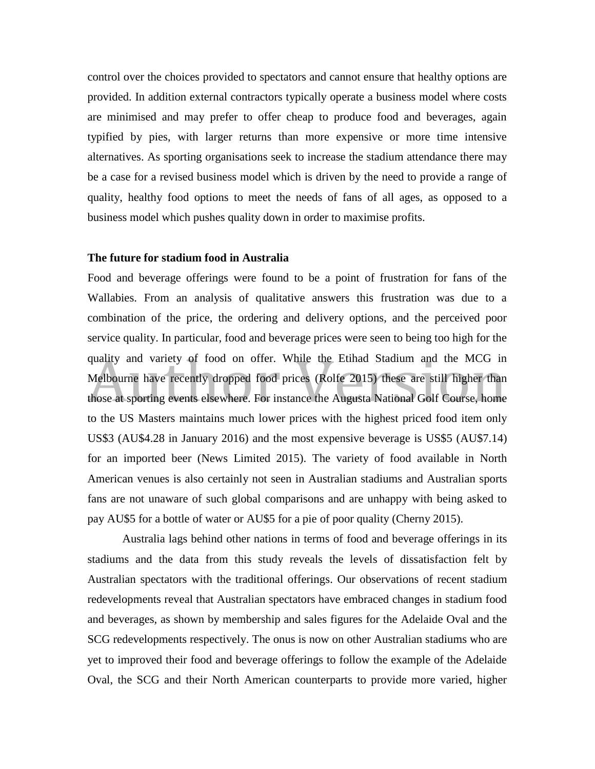control over the choices provided to spectators and cannot ensure that healthy options are provided. In addition external contractors typically operate a business model where costs are minimised and may prefer to offer cheap to produce food and beverages, again typified by pies, with larger returns than more expensive or more time intensive alternatives. As sporting organisations seek to increase the stadium attendance there may be a case for a revised business model which is driven by the need to provide a range of quality, healthy food options to meet the needs of fans of all ages, as opposed to a business model which pushes quality down in order to maximise profits.

**The future for stadium food in Australia**

Food and beverage offerings were found to be a point of frustration for fans of the Wallabies. From an analysis of qualitative answers this frustration was due to a combination of the price, the ordering and delivery options, and the perceived poor service quality. In particular, food and beverage prices were seen to being too high for the quality and variety of food on offer. While the Etihad Stadium and the MCG in Melbourne have recently dropped food prices (Rolfe 2015) these are still higher than those at sporting events elsewhere. For instance the Augusta National Golf Course, home to the US Masters maintains much lower prices with the highest priced food item only US$3 (AU$4.28 in January 2016) and the most expensive beverage is US$5 (AU$7.14) for an imported beer (News Limited 2015). The variety of food available in North American venues is also certainly not seen in Australian stadiums and Australian sports fans are not unaware of such global comparisons and are unhappy with being asked to pay AU$5 for a bottle of water or AU$5 for a pie of poor quality (Cherny 2015).

Australia lags behind other nations in terms of food and beverage offerings in its stadiums and the data from this study reveals the levels of dissatisfaction felt by Australian spectators with the traditional offerings. Our observations of recent stadium redevelopments reveal that Australian spectators have embraced changes in stadium food and beverages, as shown by membership and sales figures for the Adelaide Oval and the SCG redevelopments respectively. The onus is now on other Australian stadiums who are yet to improved their food and beverage offerings to follow the example of the Adelaide Oval, the SCG and their North American counterparts to provide more varied, higher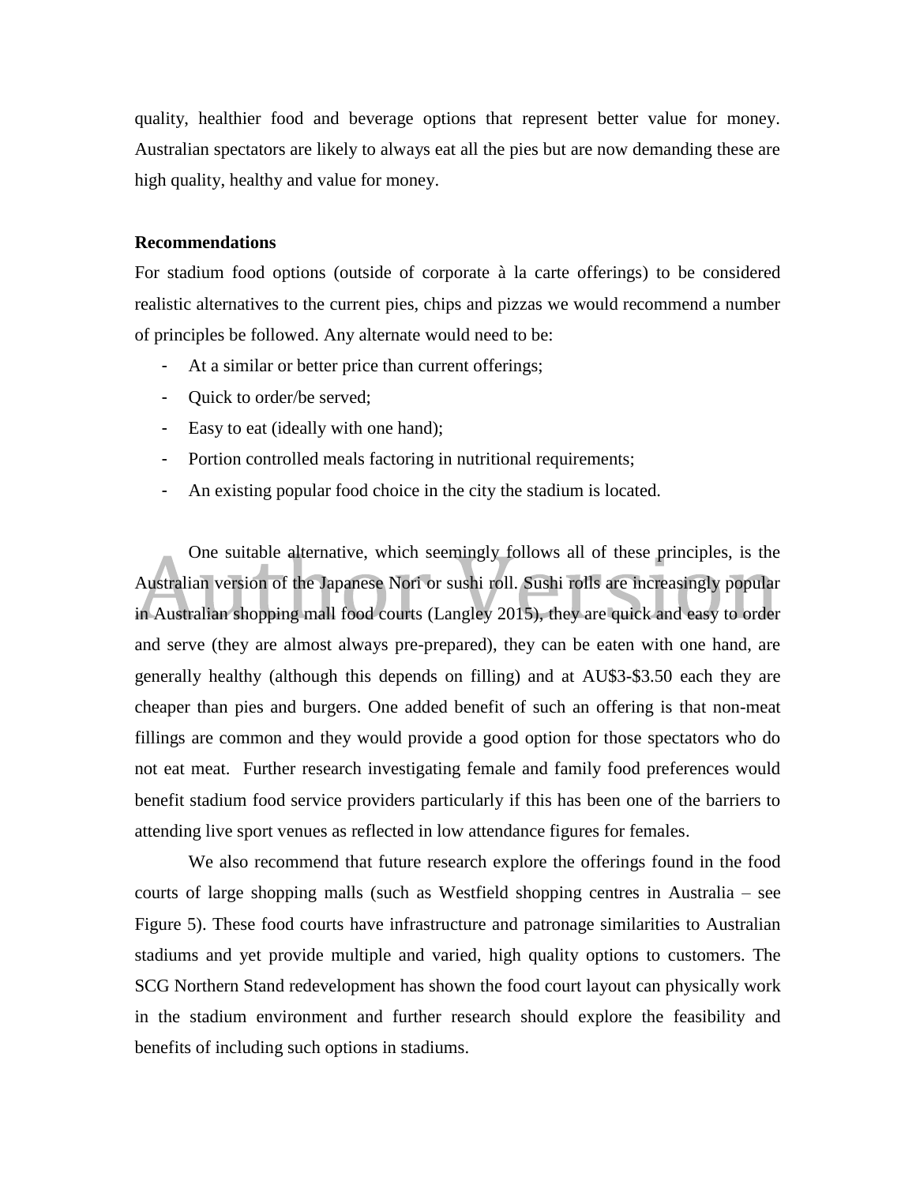quality, healthier food and beverage options that represent better value for money. Australian spectators are likely to always eat all the pies but are now demanding these are high quality, healthy and value for money.

**Recommendations**

For stadium food options (outside of corporate à la carte offerings) to be considered realistic alternatives to the current pies, chips and pizzas we would recommend a number of principles be followed. Any alternate would need to be:

- At a similar or better price than current offerings;
- Quick to order/be served;
- Easy to eat (ideally with one hand);
- Portion controlled meals factoring in nutritional requirements;
- An existing popular food choice in the city the stadium is located.

One suitable alternative, which seemingly follows all of these principles, is the Australian version of the Japanese Nori or sushi roll. Sushi rolls are increasingly popular in Australian shopping mall food courts (Langley 2015), they are quick and easy to order and serve (they are almost always pre-prepared), they can be eaten with one hand, are generally healthy (although this depends on filling) and at AU$3-$3.50 each they are cheaper than pies and burgers. One added benefit of such an offering is that non-meat fillings are common and they would provide a good option for those spectators who do not eat meat. Further research investigating female and family food preferences would benefit stadium food service providers particularly if this has been one of the barriers to attending live sport venues as reflected in low attendance figures for females.

We also recommend that future research explore the offerings found in the food courts of large shopping malls (such as Westfield shopping centres in Australia – see Figure 5). These food courts have infrastructure and patronage similarities to Australian stadiums and yet provide multiple and varied, high quality options to customers. The SCG Northern Stand redevelopment has shown the food court layout can physically work in the stadium environment and further research should explore the feasibility and benefits of including such options in stadiums.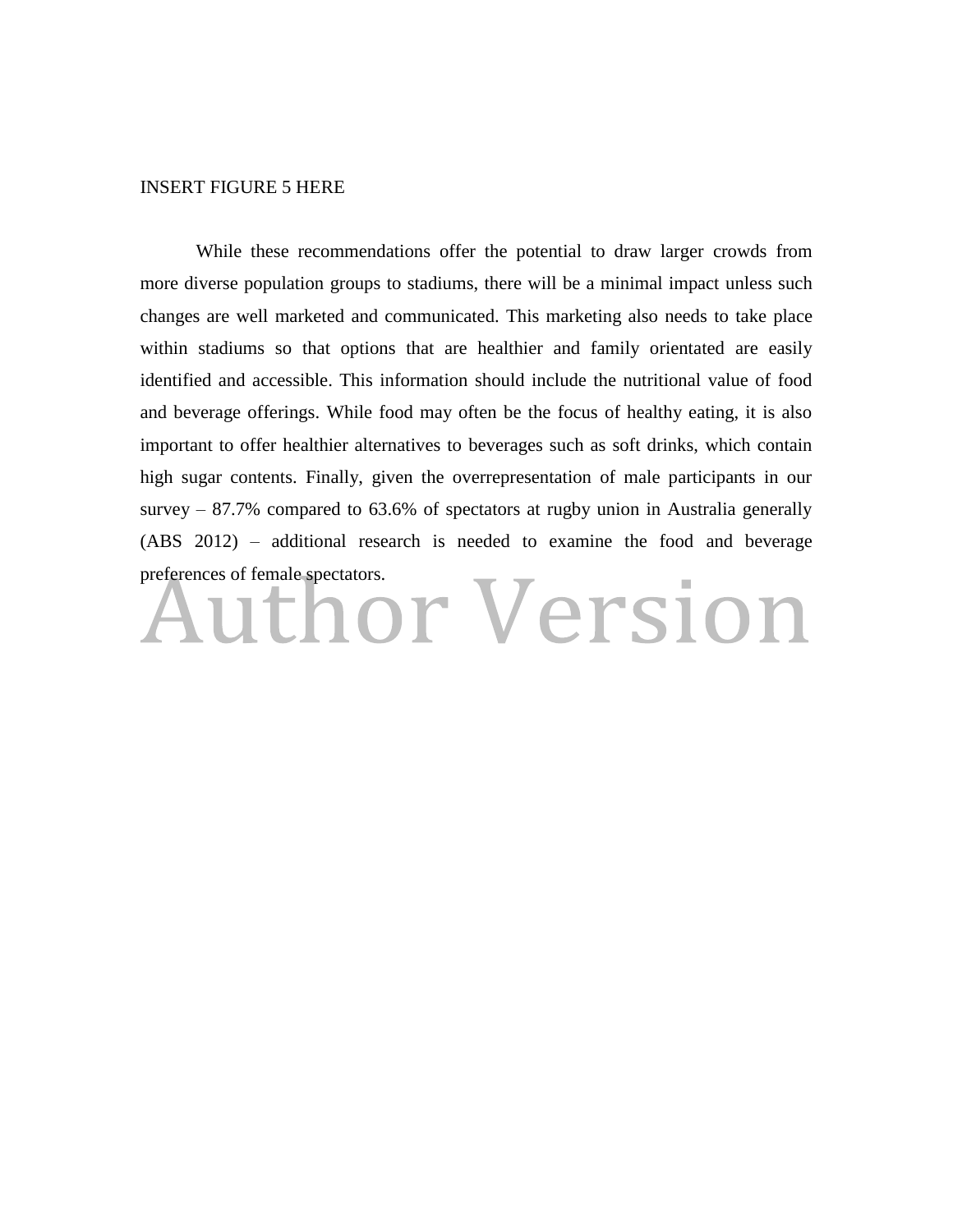INSERT FIGURE 5 HERE

While these recommendations offer the potential to draw larger crowds from more diverse population groups to stadiums, there will be a minimal impact unless such changes are well marketed and communicated. This marketing also needs to take place within stadiums so that options that are healthier and family orientated are easily identified and accessible. This information should include the nutritional value of food and beverage offerings. While food may often be the focus of healthy eating, it is also important to offer healthier alternatives to beverages such as soft drinks, which contain high sugar contents. Finally, given the overrepresentation of male participants in our survey – 87.7% compared to 63.6% of spectators at rugby union in Australia generally (ABS 2012) – additional research is needed to examine the food and beverage preferences of female spectators.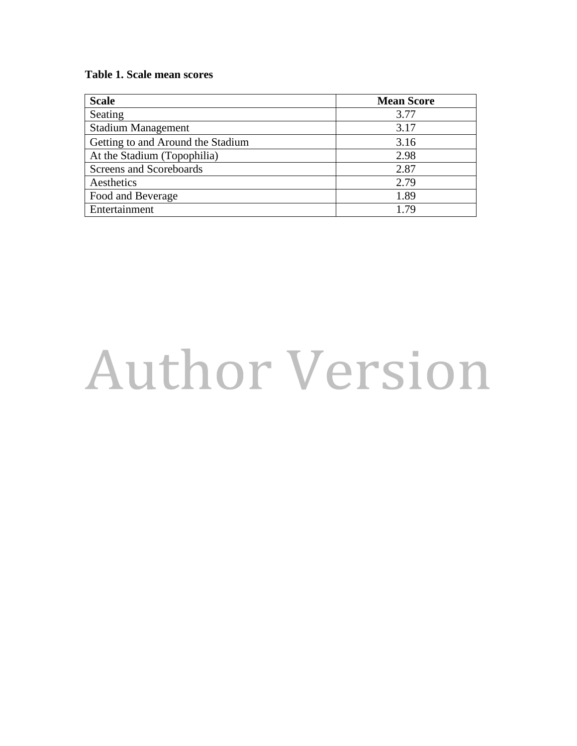**Table 1. Scale mean scores**

| Scale | Mean Score |
|---|---|
| Seating | 3.77 |
| Stadium Management | 3.17 |
| Getting to and Around the Stadium | 3.16 |
| At the Stadium (Topophilia) | 2.98 |
| Screens and Scoreboards | 2.87 |
| Aesthetics | 2.79 |
| Food and Beverage | 1.89 |
| Entertainment | 1.79 |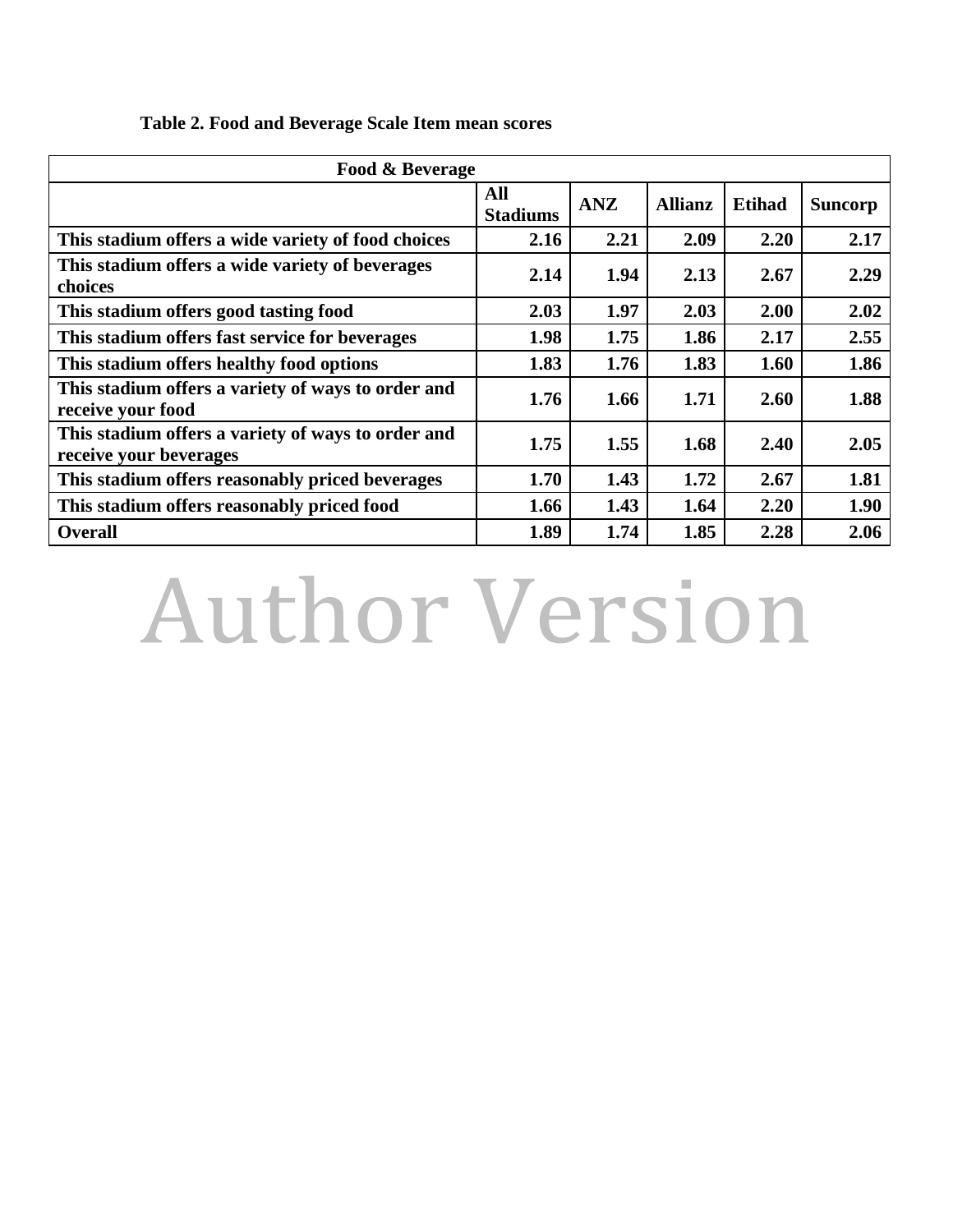**Table 2. Food and Beverage Scale Item mean scores**

| Food & Beverage | | | | | |
|---|---|---|---|---|---|
| | All Stadiums | ANZ | Allianz | Etihad | Suncorp |
| This stadium offers a wide variety of food choices | 2.16 | 2.21 | 2.09 | 2.20 | 2.17 |
| This stadium offers a wide variety of beverages choices | 2.14 | 1.94 | 2.13 | 2.67 | 2.29 |
| This stadium offers good tasting food | 2.03 | 1.97 | 2.03 | 2.00 | 2.02 |
| This stadium offers fast service for beverages | 1.98 | 1.75 | 1.86 | 2.17 | 2.55 |
| This stadium offers healthy food options | 1.83 | 1.76 | 1.83 | 1.60 | 1.86 |
| This stadium offers a variety of ways to order and receive your food | 1.76 | 1.66 | 1.71 | 2.60 | 1.88 |
| This stadium offers a variety of ways to order and receive your beverages | 1.75 | 1.55 | 1.68 | 2.40 | 2.05 |
| This stadium offers reasonably priced beverages | 1.70 | 1.43 | 1.72 | 2.67 | 1.81 |
| This stadium offers reasonably priced food | 1.66 | 1.43 | 1.64 | 2.20 | 1.90 |
| Overall | 1.89 | 1.74 | 1.85 | 2.28 | 2.06 |

Author Version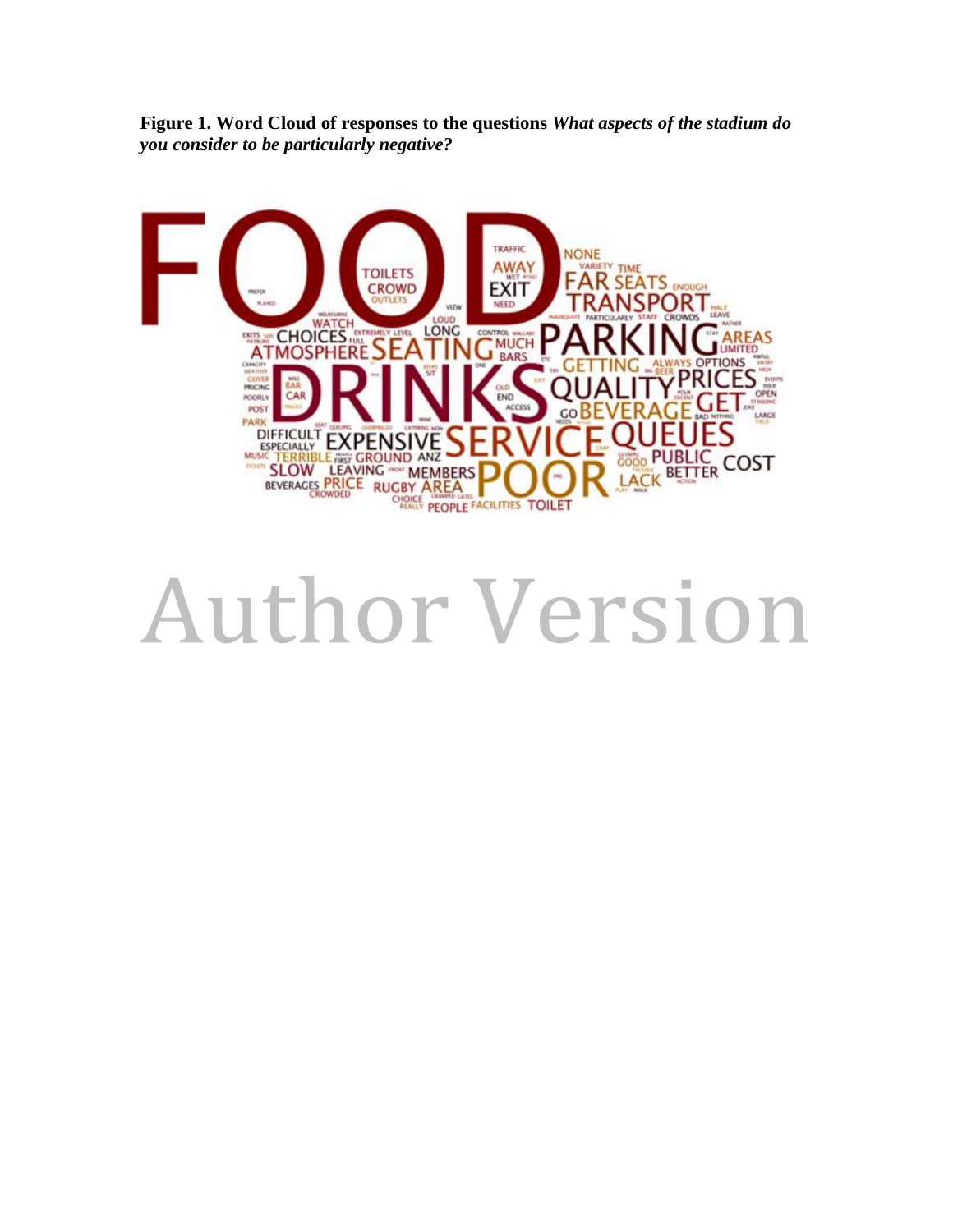**Figure 1. Word Cloud of responses to the questions *What aspects of the stadium do you consider to be particularly negative?***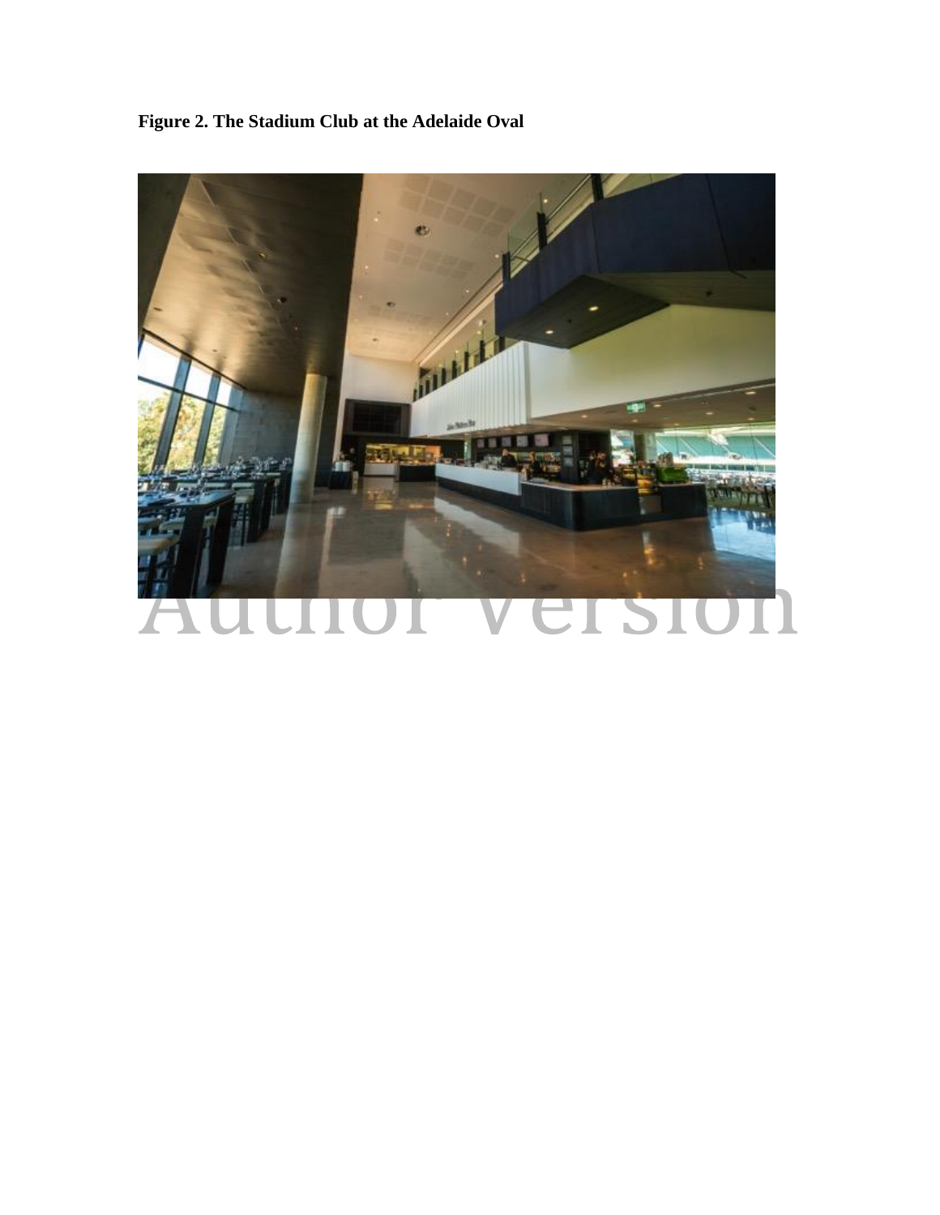**Figure 2. The Stadium Club at the Adelaide Oval**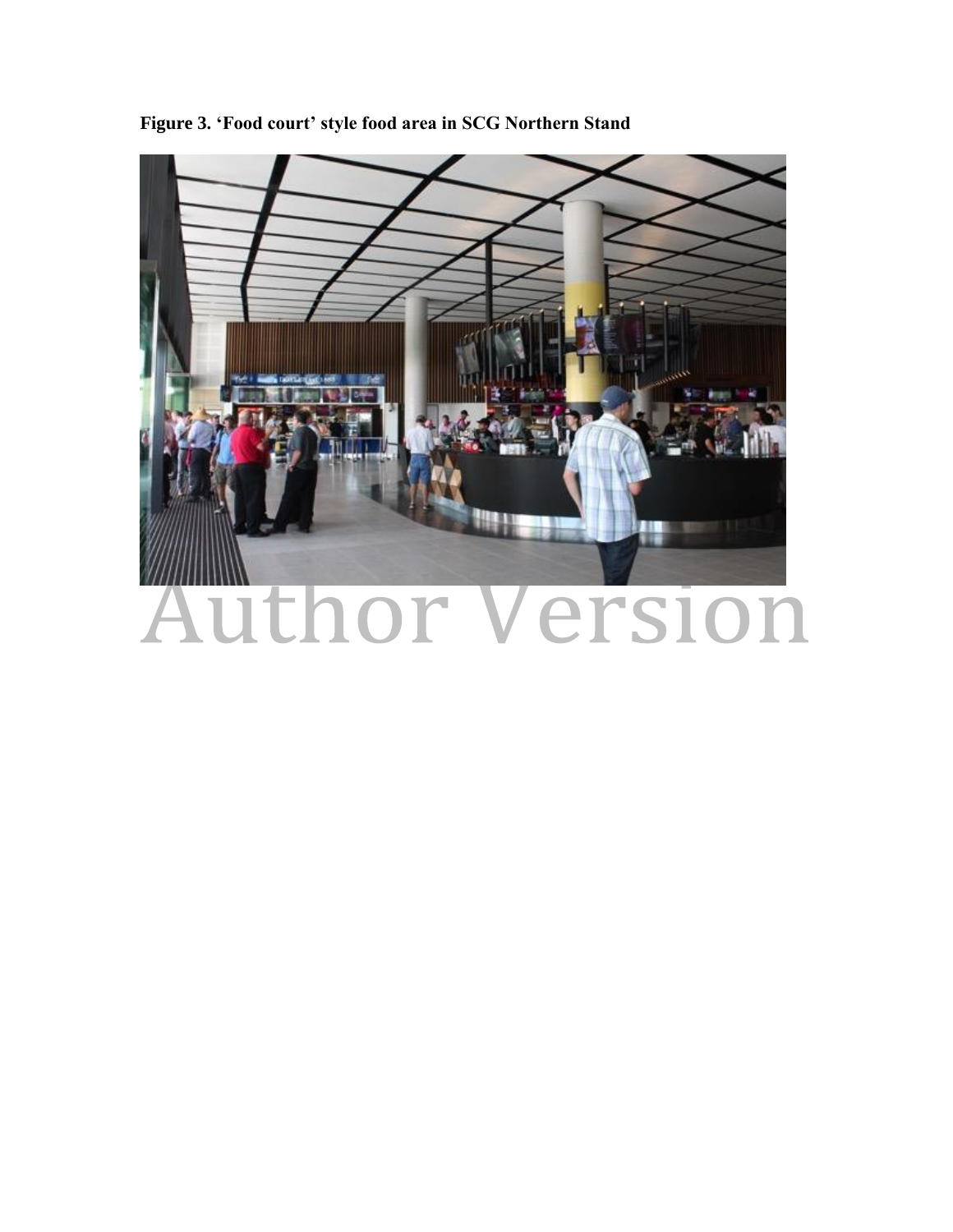**Figure 3. 'Food court' style food area in SCG Northern Stand**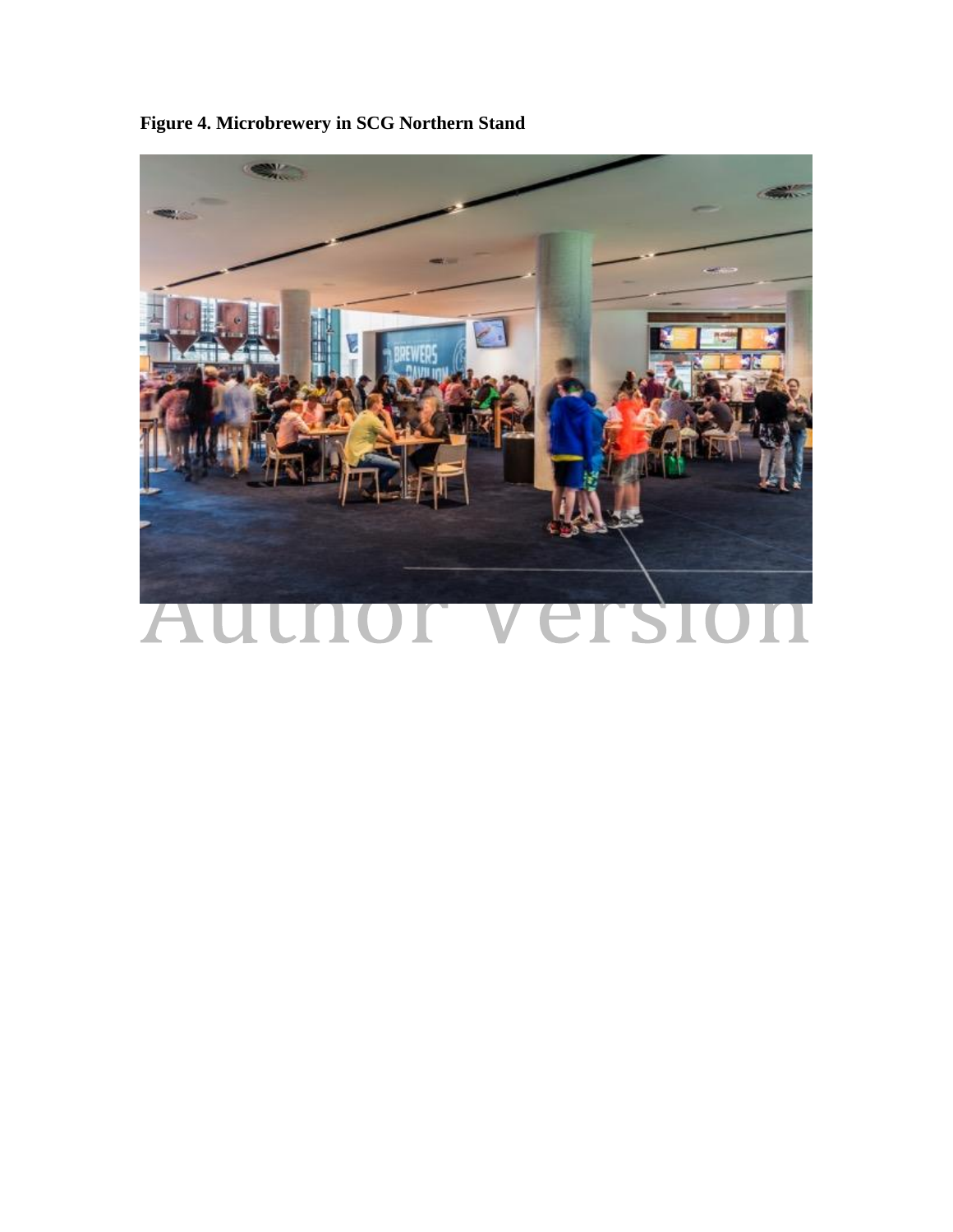**Figure 4. Microbrewery in SCG Northern Stand**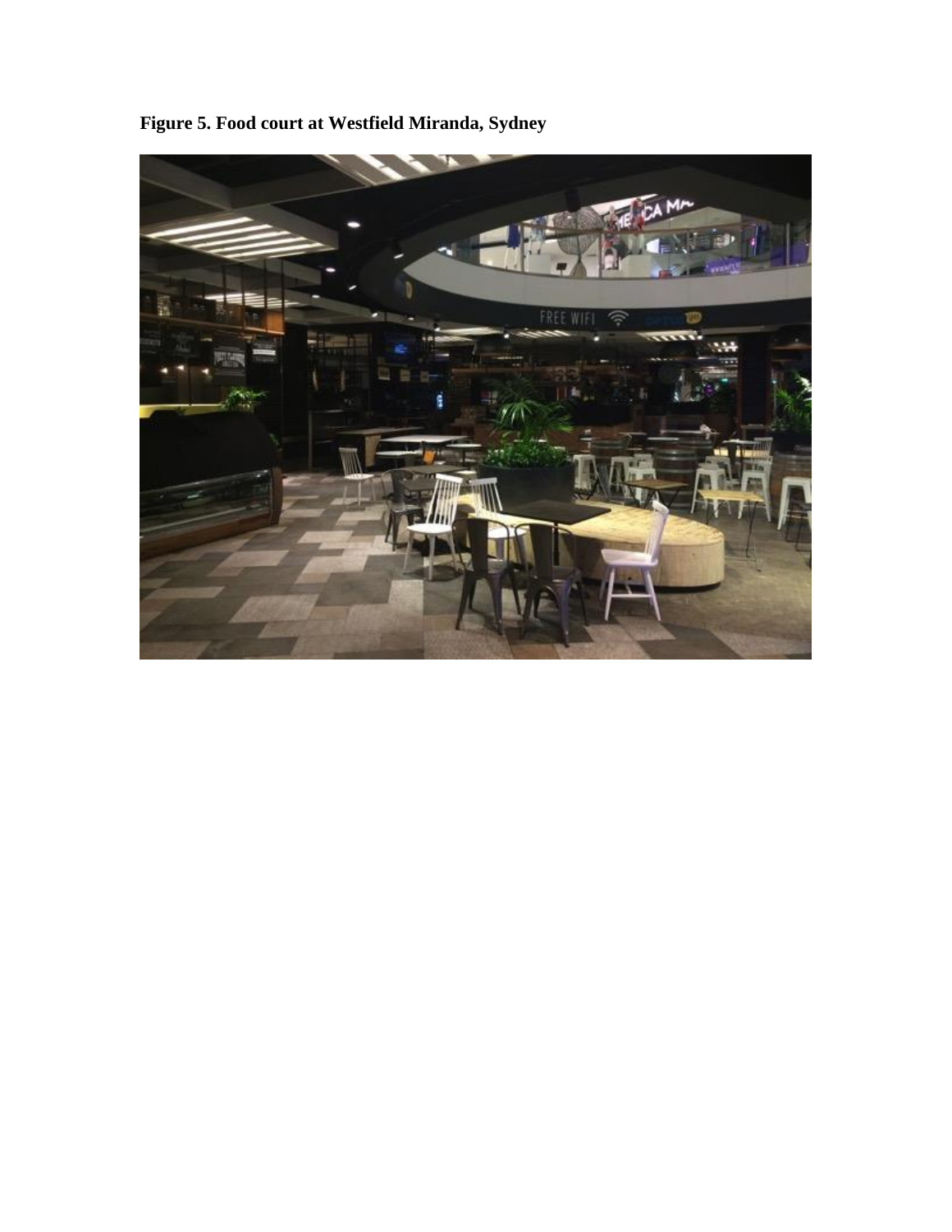**Figure 5. Food court at Westfield Miranda, Sydney**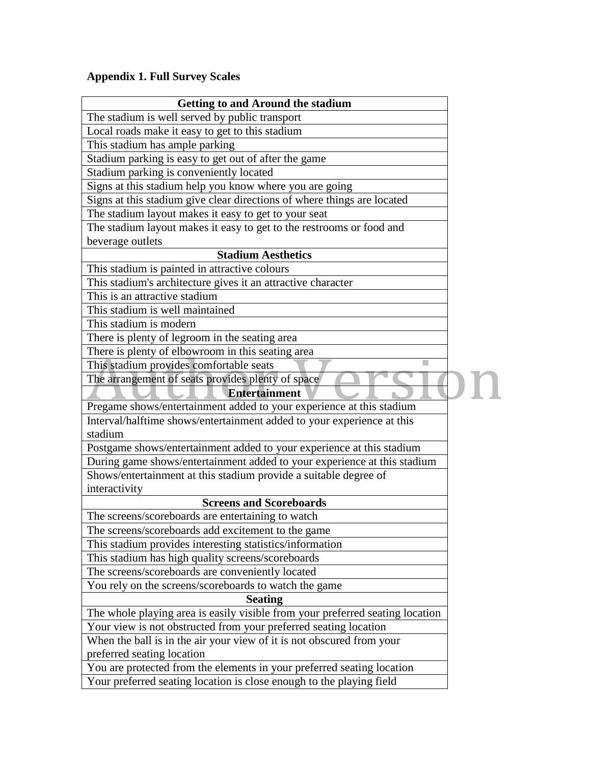**Appendix 1. Full Survey Scales**

| Getting to and Around the stadium |
| --- |
| The stadium is well served by public transport |
| Local roads make it easy to get to this stadium |
| This stadium has ample parking |
| Stadium parking is easy to get out of after the game |
| Stadium parking is conveniently located |
| Signs at this stadium help you know where you are going |
| Signs at this stadium give clear directions of where things are located |
| The stadium layout makes it easy to get to your seat |
| The stadium layout makes it easy to get to the restrooms or food and beverage outlets |
| **Stadium Aesthetics** |
| This stadium is painted in attractive colours |
| This stadium's architecture gives it an attractive character |
| This is an attractive stadium |
| This stadium is well maintained |
| This stadium is modern |
| There is plenty of legroom in the seating area |
| There is plenty of elbowroom in this seating area |
| This stadium provides comfortable seats |
| The arrangement of seats provides plenty of space |
| **Entertainment** |
| Pregame shows/entertainment added to your experience at this stadium |
| Interval/halftime shows/entertainment added to your experience at this stadium |
| Postgame shows/entertainment added to your experience at this stadium |
| During game shows/entertainment added to your experience at this stadium |
| Shows/entertainment at this stadium provide a suitable degree of interactivity |
| **Screens and Scoreboards** |
| The screens/scoreboards are entertaining to watch |
| The screens/scoreboards add excitement to the game |
| This stadium provides interesting statistics/information |
| This stadium has high quality screens/scoreboards |
| The screens/scoreboards are conveniently located |
| You rely on the screens/scoreboards to watch the game |
| **Seating** |
| The whole playing area is easily visible from your preferred seating location |
| Your view is not obstructed from your preferred seating location |
| When the ball is in the air your view of it is not obscured from your preferred seating location |
| You are protected from the elements in your preferred seating location |
| Your preferred seating location is close enough to the playing field |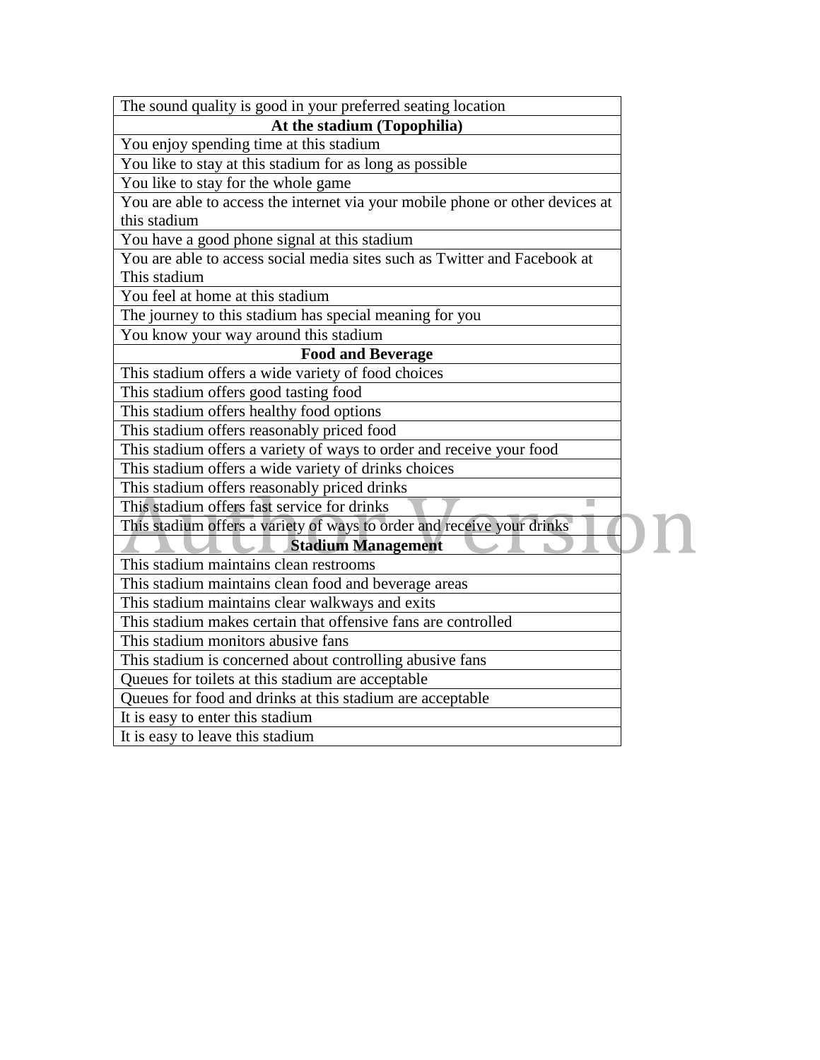| The sound quality is good in your preferred seating location |
| --- |
| **At the stadium (Topophilia)** |
| You enjoy spending time at this stadium |
| You like to stay at this stadium for as long as possible |
| You like to stay for the whole game |
| You are able to access the internet via your mobile phone or other devices at this stadium |
| You have a good phone signal at this stadium |
| You are able to access social media sites such as Twitter and Facebook at This stadium |
| You feel at home at this stadium |
| The journey to this stadium has special meaning for you |
| You know your way around this stadium |
| **Food and Beverage** |
| This stadium offers a wide variety of food choices |
| This stadium offers good tasting food |
| This stadium offers healthy food options |
| This stadium offers reasonably priced food |
| This stadium offers a variety of ways to order and receive your food |
| This stadium offers a wide variety of drinks choices |
| This stadium offers reasonably priced drinks |
| This stadium offers fast service for drinks |
| This stadium offers a variety of ways to order and receive your drinks |
| **Stadium Management** |
| This stadium maintains clean restrooms |
| This stadium maintains clean food and beverage areas |
| This stadium maintains clear walkways and exits |
| This stadium makes certain that offensive fans are controlled |
| This stadium monitors abusive fans |
| This stadium is concerned about controlling abusive fans |
| Queues for toilets at this stadium are acceptable |
| Queues for food and drinks at this stadium are acceptable |
| It is easy to enter this stadium |
| It is easy to leave this stadium |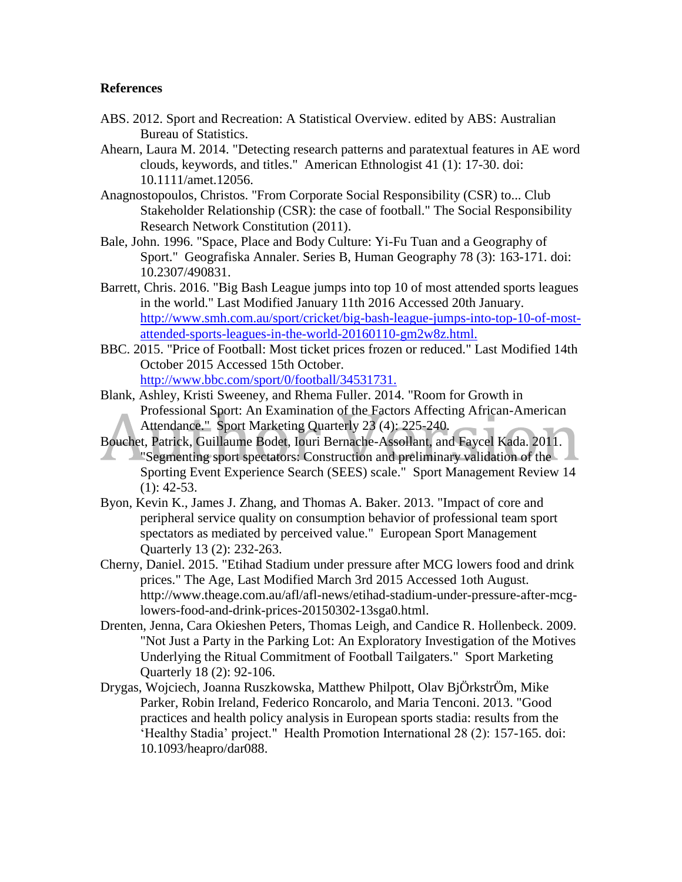**References**

ABS. 2012. Sport and Recreation: A Statistical Overview. edited by ABS: Australian Bureau of Statistics.

Ahearn, Laura M. 2014. "Detecting research patterns and paratextual features in AE word clouds, keywords, and titles." American Ethnologist 41 (1): 17-30. doi: 10.1111/amet.12056.

Anagnostopoulos, Christos. "From Corporate Social Responsibility (CSR) to... Club Stakeholder Relationship (CSR): the case of football." The Social Responsibility Research Network Constitution (2011).

Bale, John. 1996. "Space, Place and Body Culture: Yi-Fu Tuan and a Geography of Sport." Geografiska Annaler. Series B, Human Geography 78 (3): 163-171. doi: 10.2307/490831.

Barrett, Chris. 2016. "Big Bash League jumps into top 10 of most attended sports leagues in the world." Last Modified January 11th 2016 Accessed 20th January. http://www.smh.com.au/sport/cricket/big-bash-league-jumps-into-top-10-of-most-attended-sports-leagues-in-the-world-20160110-gm2w8z.html.

BBC. 2015. "Price of Football: Most ticket prices frozen or reduced." Last Modified 14th October 2015 Accessed 15th October. http://www.bbc.com/sport/0/football/34531731.

Blank, Ashley, Kristi Sweeney, and Rhema Fuller. 2014. "Room for Growth in Professional Sport: An Examination of the Factors Affecting African-American Attendance." Sport Marketing Quarterly 23 (4): 225-240.

Bouchet, Patrick, Guillaume Bodet, Iouri Bernache-Assollant, and Faycel Kada. 2011. "Segmenting sport spectators: Construction and preliminary validation of the Sporting Event Experience Search (SEES) scale." Sport Management Review 14 (1): 42-53.

Byon, Kevin K., James J. Zhang, and Thomas A. Baker. 2013. "Impact of core and peripheral service quality on consumption behavior of professional team sport spectators as mediated by perceived value." European Sport Management Quarterly 13 (2): 232-263.

Cherny, Daniel. 2015. "Etihad Stadium under pressure after MCG lowers food and drink prices." The Age, Last Modified March 3rd 2015 Accessed 1oth August. http://www.theage.com.au/afl/afl-news/etihad-stadium-under-pressure-after-mcg-lowers-food-and-drink-prices-20150302-13sga0.html.

Drenten, Jenna, Cara Okieshen Peters, Thomas Leigh, and Candice R. Hollenbeck. 2009. "Not Just a Party in the Parking Lot: An Exploratory Investigation of the Motives Underlying the Ritual Commitment of Football Tailgaters." Sport Marketing Quarterly 18 (2): 92-106.

Drygas, Wojciech, Joanna Ruszkowska, Matthew Philpott, Olav BjÖrkstrÖm, Mike Parker, Robin Ireland, Federico Roncarolo, and Maria Tenconi. 2013. "Good practices and health policy analysis in European sports stadia: results from the 'Healthy Stadia' project." Health Promotion International 28 (2): 157-165. doi: 10.1093/heapro/dar088.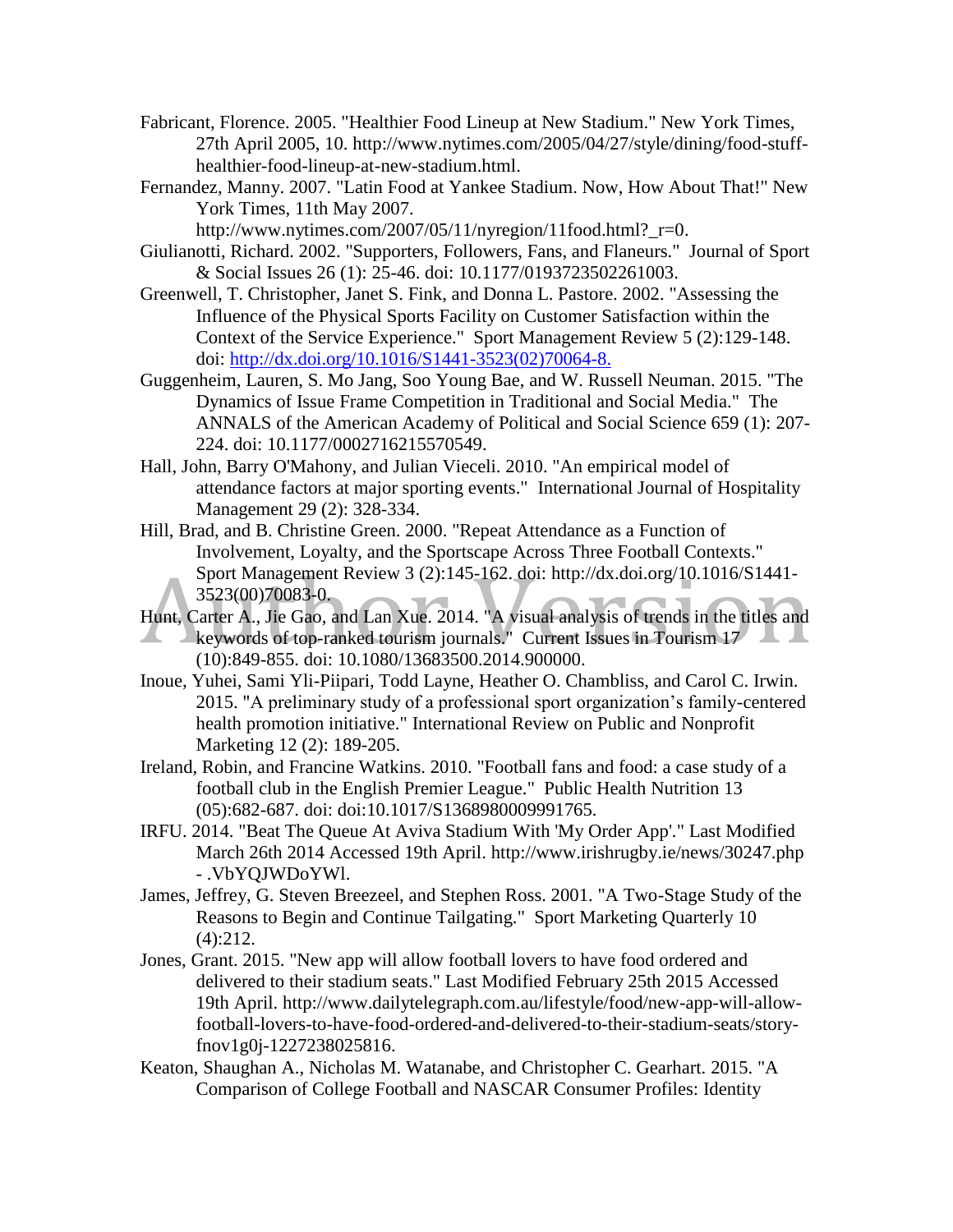Fabricant, Florence. 2005. "Healthier Food Lineup at New Stadium." New York Times, 27th April 2005, 10. http://www.nytimes.com/2005/04/27/style/dining/food-stuff-healthier-food-lineup-at-new-stadium.html.

Fernandez, Manny. 2007. "Latin Food at Yankee Stadium. Now, How About That!" New York Times, 11th May 2007. http://www.nytimes.com/2007/05/11/nyregion/11food.html?_r=0.

Giulianotti, Richard. 2002. "Supporters, Followers, Fans, and Flaneurs." Journal of Sport & Social Issues 26 (1): 25-46. doi: 10.1177/0193723502261003.

Greenwell, T. Christopher, Janet S. Fink, and Donna L. Pastore. 2002. "Assessing the Influence of the Physical Sports Facility on Customer Satisfaction within the Context of the Service Experience." Sport Management Review 5 (2):129-148. doi: http://dx.doi.org/10.1016/S1441-3523(02)70064-8.

Guggenheim, Lauren, S. Mo Jang, Soo Young Bae, and W. Russell Neuman. 2015. "The Dynamics of Issue Frame Competition in Traditional and Social Media." The ANNALS of the American Academy of Political and Social Science 659 (1): 207-224. doi: 10.1177/0002716215570549.

Hall, John, Barry O'Mahony, and Julian Vieceli. 2010. "An empirical model of attendance factors at major sporting events." International Journal of Hospitality Management 29 (2): 328-334.

Hill, Brad, and B. Christine Green. 2000. "Repeat Attendance as a Function of Involvement, Loyalty, and the Sportscape Across Three Football Contexts." Sport Management Review 3 (2):145-162. doi: http://dx.doi.org/10.1016/S1441-3523(00)70083-0.

Hunt, Carter A., Jie Gao, and Lan Xue. 2014. "A visual analysis of trends in the titles and keywords of top-ranked tourism journals." Current Issues in Tourism 17 (10):849-855. doi: 10.1080/13683500.2014.900000.

Inoue, Yuhei, Sami Yli-Piipari, Todd Layne, Heather O. Chambliss, and Carol C. Irwin. 2015. "A preliminary study of a professional sport organization's family-centered health promotion initiative." International Review on Public and Nonprofit Marketing 12 (2): 189-205.

Ireland, Robin, and Francine Watkins. 2010. "Football fans and food: a case study of a football club in the English Premier League." Public Health Nutrition 13 (05):682-687. doi: doi:10.1017/S1368980009991765.

IRFU. 2014. "Beat The Queue At Aviva Stadium With 'My Order App'." Last Modified March 26th 2014 Accessed 19th April. http://www.irishrugby.ie/news/30247.php - .VbYQJWDoYWl.

James, Jeffrey, G. Steven Breezeel, and Stephen Ross. 2001. "A Two-Stage Study of the Reasons to Begin and Continue Tailgating." Sport Marketing Quarterly 10 (4):212.

Jones, Grant. 2015. "New app will allow football lovers to have food ordered and delivered to their stadium seats." Last Modified February 25th 2015 Accessed 19th April. http://www.dailytelegraph.com.au/lifestyle/food/new-app-will-allow-football-lovers-to-have-food-ordered-and-delivered-to-their-stadium-seats/story-fnov1g0j-1227238025816.

Keaton, Shaughan A., Nicholas M. Watanabe, and Christopher C. Gearhart. 2015. "A Comparison of College Football and NASCAR Consumer Profiles: Identity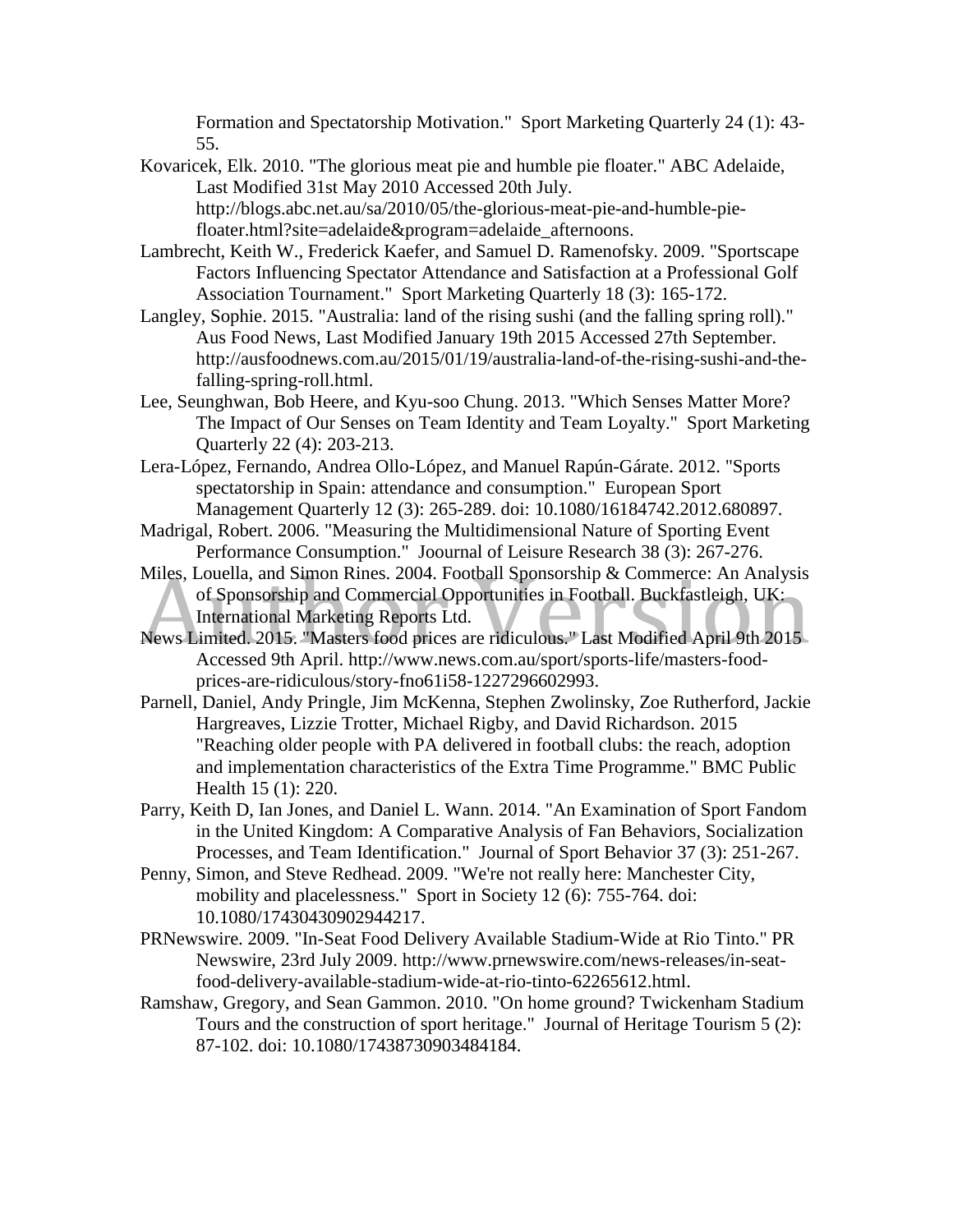Formation and Spectatorship Motivation." Sport Marketing Quarterly 24 (1): 43-55.

Kovaricek, Elk. 2010. "The glorious meat pie and humble pie floater." ABC Adelaide, Last Modified 31st May 2010 Accessed 20th July. http://blogs.abc.net.au/sa/2010/05/the-glorious-meat-pie-and-humble-pie-floater.html?site=adelaide&program=adelaide_afternoons.

Lambrecht, Keith W., Frederick Kaefer, and Samuel D. Ramenofsky. 2009. "Sportscape Factors Influencing Spectator Attendance and Satisfaction at a Professional Golf Association Tournament." Sport Marketing Quarterly 18 (3): 165-172.

Langley, Sophie. 2015. "Australia: land of the rising sushi (and the falling spring roll)." Aus Food News, Last Modified January 19th 2015 Accessed 27th September. http://ausfoodnews.com.au/2015/01/19/australia-land-of-the-rising-sushi-and-the-falling-spring-roll.html.

Lee, Seunghwan, Bob Heere, and Kyu-soo Chung. 2013. "Which Senses Matter More? The Impact of Our Senses on Team Identity and Team Loyalty." Sport Marketing Quarterly 22 (4): 203-213.

Lera-López, Fernando, Andrea Ollo-López, and Manuel Rapún-Gárate. 2012. "Sports spectatorship in Spain: attendance and consumption." European Sport Management Quarterly 12 (3): 265-289. doi: 10.1080/16184742.2012.680897.

Madrigal, Robert. 2006. "Measuring the Multidimensional Nature of Sporting Event Performance Consumption." Joournal of Leisure Research 38 (3): 267-276.

Miles, Louella, and Simon Rines. 2004. Football Sponsorship & Commerce: An Analysis of Sponsorship and Commercial Opportunities in Football. Buckfastleigh, UK: International Marketing Reports Ltd.

News Limited. 2015. "Masters food prices are ridiculous." Last Modified April 9th 2015 Accessed 9th April. http://www.news.com.au/sport/sports-life/masters-food-prices-are-ridiculous/story-fno61i58-1227296602993.

Parnell, Daniel, Andy Pringle, Jim McKenna, Stephen Zwolinsky, Zoe Rutherford, Jackie Hargreaves, Lizzie Trotter, Michael Rigby, and David Richardson. 2015 "Reaching older people with PA delivered in football clubs: the reach, adoption and implementation characteristics of the Extra Time Programme." BMC Public Health 15 (1): 220.

Parry, Keith D, Ian Jones, and Daniel L. Wann. 2014. "An Examination of Sport Fandom in the United Kingdom: A Comparative Analysis of Fan Behaviors, Socialization Processes, and Team Identification." Journal of Sport Behavior 37 (3): 251-267.

Penny, Simon, and Steve Redhead. 2009. "We're not really here: Manchester City, mobility and placelessness." Sport in Society 12 (6): 755-764. doi: 10.1080/17430430902944217.

PRNewswire. 2009. "In-Seat Food Delivery Available Stadium-Wide at Rio Tinto." PR Newswire, 23rd July 2009. http://www.prnewswire.com/news-releases/in-seat-food-delivery-available-stadium-wide-at-rio-tinto-62265612.html.

Ramshaw, Gregory, and Sean Gammon. 2010. "On home ground? Twickenham Stadium Tours and the construction of sport heritage." Journal of Heritage Tourism 5 (2): 87-102. doi: 10.1080/17438730903484184.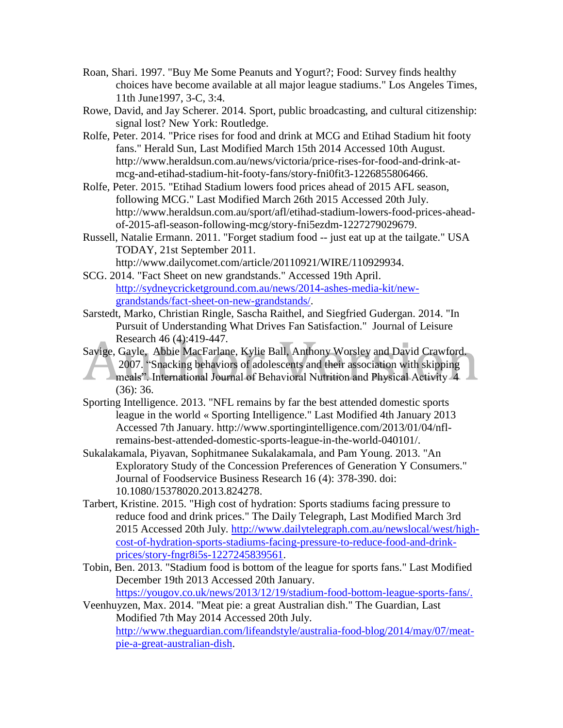Roan, Shari. 1997. "Buy Me Some Peanuts and Yogurt?; Food: Survey finds healthy choices have become available at all major league stadiums." Los Angeles Times, 11th June1997, 3-C, 3:4.

Rowe, David, and Jay Scherer. 2014. Sport, public broadcasting, and cultural citizenship: signal lost? New York: Routledge.

Rolfe, Peter. 2014. "Price rises for food and drink at MCG and Etihad Stadium hit footy fans." Herald Sun, Last Modified March 15th 2014 Accessed 10th August. http://www.heraldsun.com.au/news/victoria/price-rises-for-food-and-drink-at-mcg-and-etihad-stadium-hit-footy-fans/story-fni0fit3-1226855806466.

Rolfe, Peter. 2015. "Etihad Stadium lowers food prices ahead of 2015 AFL season, following MCG." Last Modified March 26th 2015 Accessed 20th July. http://www.heraldsun.com.au/sport/afl/etihad-stadium-lowers-food-prices-ahead-of-2015-afl-season-following-mcg/story-fni5ezdm-1227279029679.

Russell, Natalie Ermann. 2011. "Forget stadium food -- just eat up at the tailgate." USA TODAY, 21st September 2011. http://www.dailycomet.com/article/20110921/WIRE/110929934.

SCG. 2014. "Fact Sheet on new grandstands." Accessed 19th April. http://sydneycricketground.com.au/news/2014-ashes-media-kit/new-grandstands/fact-sheet-on-new-grandstands/.

Sarstedt, Marko, Christian Ringle, Sascha Raithel, and Siegfried Gudergan. 2014. "In Pursuit of Understanding What Drives Fan Satisfaction." Journal of Leisure Research 46 (4):419-447.

Savige, Gayle, Abbie MacFarlane, Kylie Ball, Anthony Worsley and David Crawford. 2007. "Snacking behaviors of adolescents and their association with skipping meals". International Journal of Behavioral Nutrition and Physical Activity 4 (36): 36.

Sporting Intelligence. 2013. "NFL remains by far the best attended domestic sports league in the world « Sporting Intelligence." Last Modified 4th January 2013 Accessed 7th January. http://www.sportingintelligence.com/2013/01/04/nfl-remains-best-attended-domestic-sports-league-in-the-world-040101/.

Sukalakamala, Piyavan, Sophitmanee Sukalakamala, and Pam Young. 2013. "An Exploratory Study of the Concession Preferences of Generation Y Consumers." Journal of Foodservice Business Research 16 (4): 378-390. doi: 10.1080/15378020.2013.824278.

Tarbert, Kristine. 2015. "High cost of hydration: Sports stadiums facing pressure to reduce food and drink prices." The Daily Telegraph, Last Modified March 3rd 2015 Accessed 20th July. http://www.dailytelegraph.com.au/newslocal/west/high-cost-of-hydration-sports-stadiums-facing-pressure-to-reduce-food-and-drink-prices/story-fngr8i5s-1227245839561.

Tobin, Ben. 2013. "Stadium food is bottom of the league for sports fans." Last Modified December 19th 2013 Accessed 20th January. https://yougov.co.uk/news/2013/12/19/stadium-food-bottom-league-sports-fans/.

Veenhuyzen, Max. 2014. "Meat pie: a great Australian dish." The Guardian, Last Modified 7th May 2014 Accessed 20th July. http://www.theguardian.com/lifeandstyle/australia-food-blog/2014/may/07/meat-pie-a-great-australian-dish.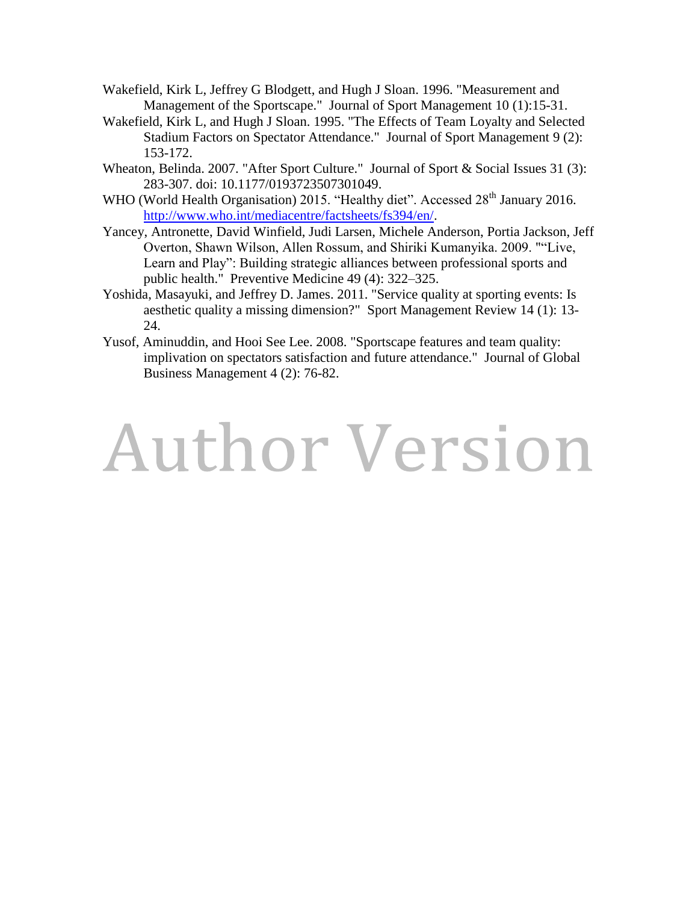Wakefield, Kirk L, Jeffrey G Blodgett, and Hugh J Sloan. 1996. "Measurement and Management of the Sportscape." Journal of Sport Management 10 (1):15-31.

Wakefield, Kirk L, and Hugh J Sloan. 1995. "The Effects of Team Loyalty and Selected Stadium Factors on Spectator Attendance." Journal of Sport Management 9 (2): 153-172.

Wheaton, Belinda. 2007. "After Sport Culture." Journal of Sport & Social Issues 31 (3): 283-307. doi: 10.1177/0193723507301049.

WHO (World Health Organisation) 2015. "Healthy diet". Accessed 28th January 2016. http://www.who.int/mediacentre/factsheets/fs394/en/.

Yancey, Antronette, David Winfield, Judi Larsen, Michele Anderson, Portia Jackson, Jeff Overton, Shawn Wilson, Allen Rossum, and Shiriki Kumanyika. 2009. ""Live, Learn and Play": Building strategic alliances between professional sports and public health." Preventive Medicine 49 (4): 322–325.

Yoshida, Masayuki, and Jeffrey D. James. 2011. "Service quality at sporting events: Is aesthetic quality a missing dimension?" Sport Management Review 14 (1): 13-24.

Yusof, Aminuddin, and Hooi See Lee. 2008. "Sportscape features and team quality: implivation on spectators satisfaction and future attendance." Journal of Global Business Management 4 (2): 76-82.

Author Version